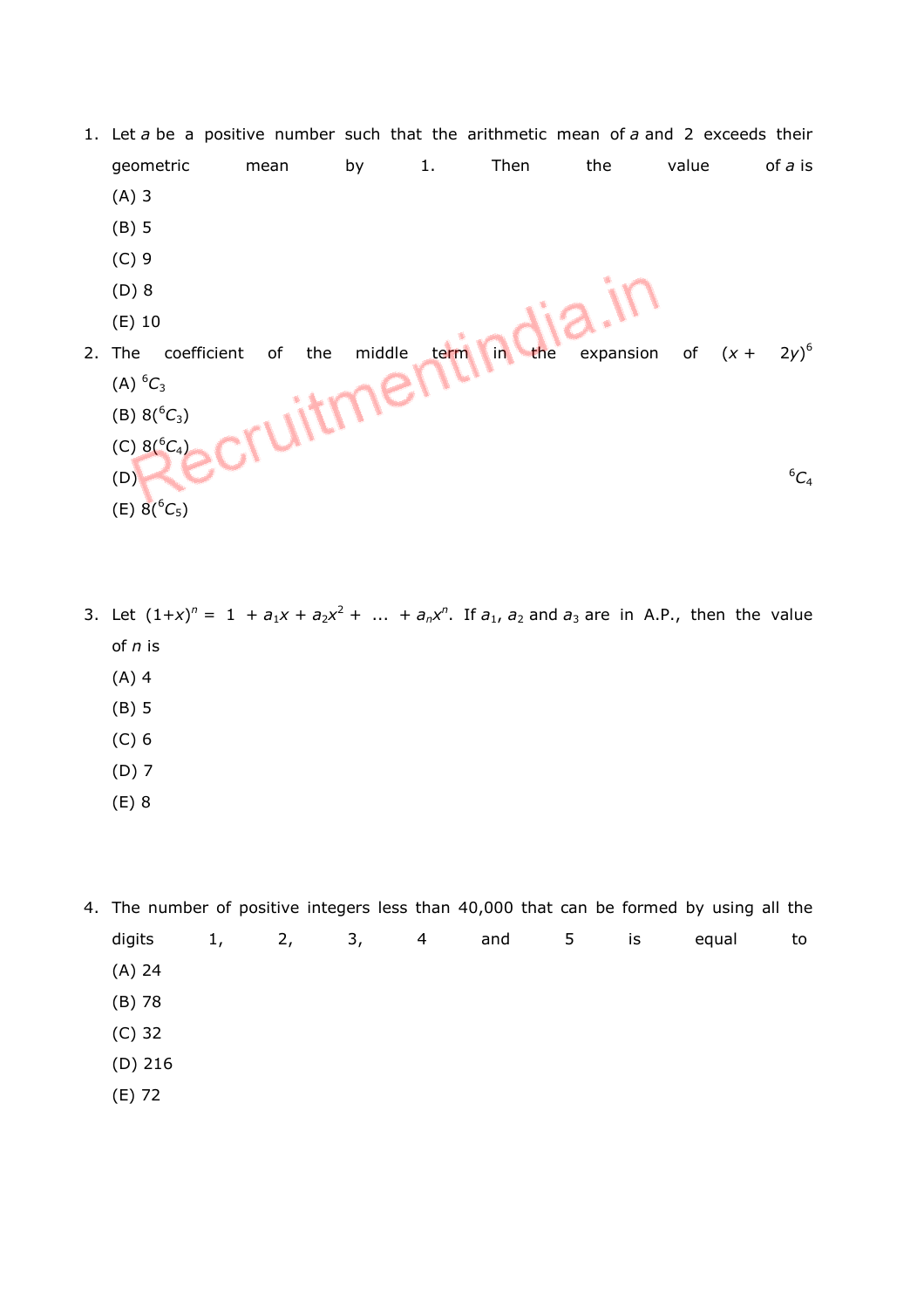1. Let $a$ be a positive number such that the arithmetic mean of $a$ and 2 exceeds their geometric mean by 1. Then the value of $a$ is

   (A) 3

   (B) 5

   (C) 9

   (D) 8

   (E) 10

2. The coefficient of the middle term in the expansion of $(x + 2y)^6$

   (A) ${}^6C_3$

   (B) $8({}^6C_3)$

   (C) $8({}^6C_4)$

   (D) ${}^6C_4$

   (E) $8({}^6C_5)$

3. Let $(1+x)^n = 1 + a_1x + a_2x^2 + \ldots + a_nx^n$. If $a_1$, $a_2$ and $a_3$ are in A.P., then the value of $n$ is

   (A) 4

   (B) 5

   (C) 6

   (D) 7

   (E) 8

4. The number of positive integers less than 40,000 that can be formed by using all the digits 1, 2, 3, 4 and 5 is equal to

   (A) 24

   (B) 78

   (C) 32

   (D) 216

   (E) 72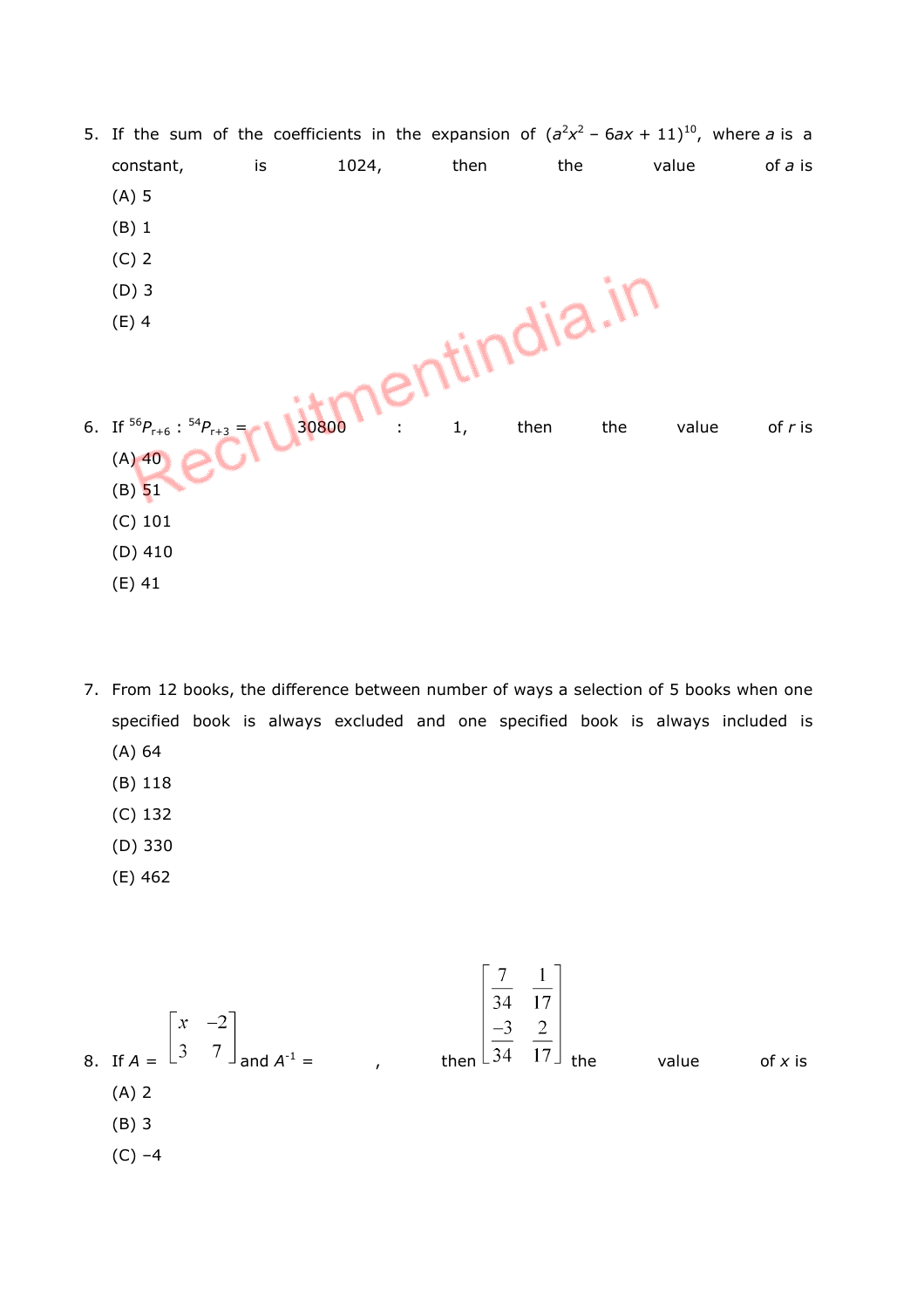5. If the sum of the coefficients in the expansion of $(a^2x^2 - 6ax + 11)^{10}$, where $a$ is a constant, is 1024, then the value of $a$ is

   (A) 5

   (B) 1

   (C) 2

   (D) 3

   (E) 4

6. If ${}^{56}P_{r+6} : {}^{54}P_{r+3} = 30800 : 1$, then the value of $r$ is

   (A) 40

   (B) 51

   (C) 101

   (D) 410

   (E) 41

7. From 12 books, the difference between number of ways a selection of 5 books when one specified book is always excluded and one specified book is always included is

   (A) 64

   (B) 118

   (C) 132

   (D) 330

   (E) 462

8. If $A = \begin{bmatrix} x & -2 \\ 3 & 7 \end{bmatrix}$ and $A^{-1} = \begin{bmatrix} \frac{7}{34} & \frac{1}{17} \\ \frac{-3}{34} & \frac{2}{17} \end{bmatrix}$, then the value of $x$ is

   (A) 2

   (B) 3

   (C) −4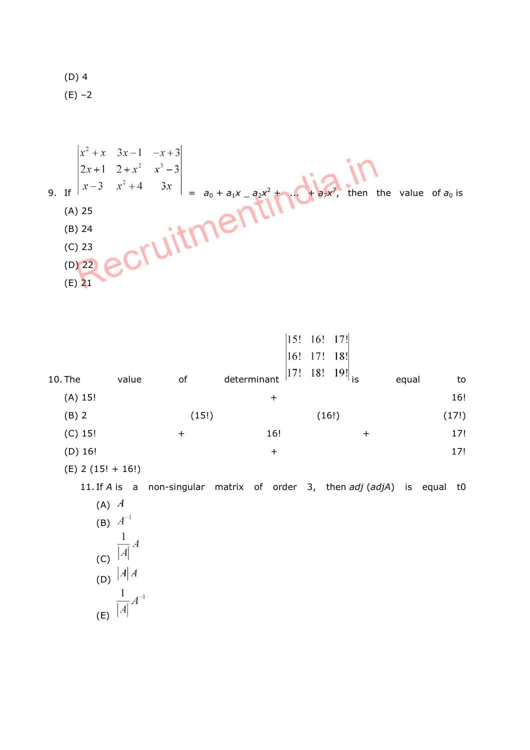(D) 4

(E) –2

9. If $\begin{vmatrix} x^2+x & 3x-1 & -x+3 \\ 2x+1 & 2+x^2 & x^3-3 \\ x-3 & x^2+4 & 3x \end{vmatrix}$ = $a_0 + a_1x$ _ $a_2x^2 + \ldots + a_7x^7$, then the value of $a_0$ is

(A) 25

(B) 24

(C) 23

(D) 22

(E) 21

10. The value of determinant $\begin{vmatrix} 15! & 16! & 17! \\ 16! & 17! & 18! \\ 17! & 18! & 19! \end{vmatrix}$ is equal to

(A) 15! + 16!

(B) 2 (15!) (16!) (17!)

(C) 15! + 16! + 17!

(D) 16! + 17!

(E) 2 (15! + 16!)

11. If $A$ is a non-singular matrix of order 3, then *adj* (*adjA*) is equal t0

(A) $A$

(B) $A^{-1}$

(C) $\frac{1}{|A|}A$

(D) $|A|\,A$

(E) $\frac{1}{|A|}A^{-1}$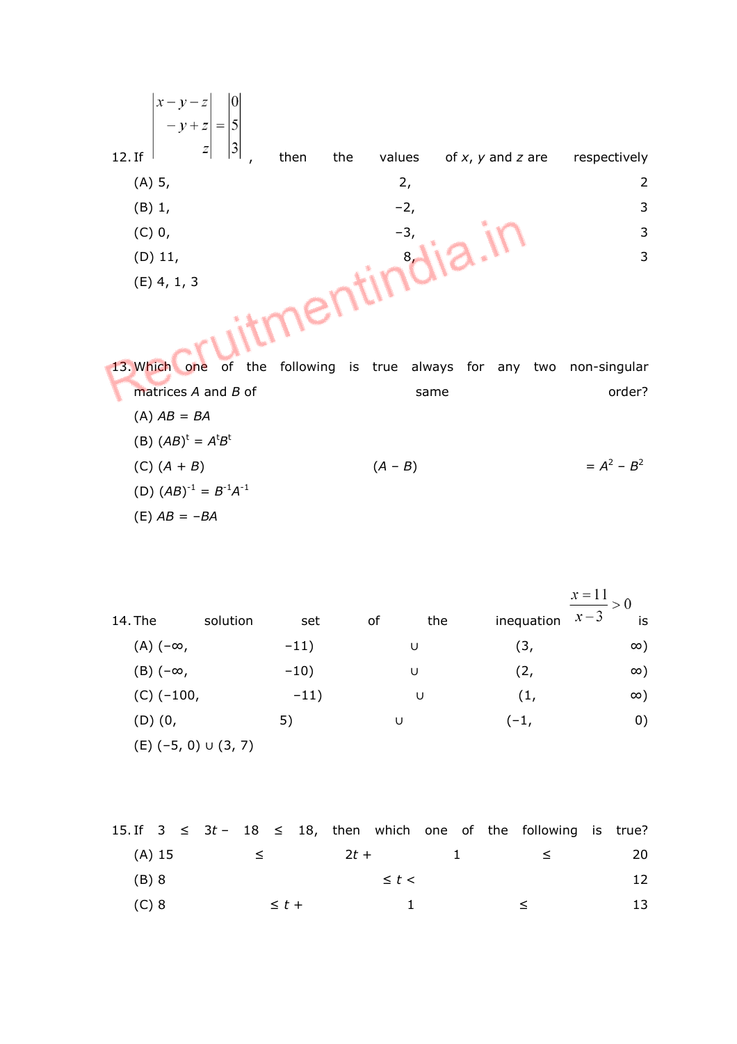12. If $\begin{vmatrix} x-y-z \\ -y+z \\ z \end{vmatrix} = \begin{vmatrix} 0 \\ 5 \\ 3 \end{vmatrix}$, then the values of $x$, $y$ and $z$ are respectively

(A) 5, 2, 2

(B) 1, −2, 3

(C) 0, −3, 3

(D) 11, 8, 3

(E) 4, 1, 3

13. Which one of the following is true always for any two non-singular matrices $A$ and $B$ of same order?

(A) $AB = BA$

(B) $(AB)^t = A^tB^t$

(C) $(A + B)(A - B) = A^2 - B^2$

(D) $(AB)^{-1} = B^{-1}A^{-1}$

(E) $AB = -BA$

14. The solution set of the inequation $\frac{x=11}{x-3} > 0$ is

(A) $(-\infty, -11) \cup (3, \infty)$

(B) $(-\infty, -10) \cup (2, \infty)$

(C) $(-100, -11) \cup (1, \infty)$

(D) $(0, 5) \cup (-1, 0)$

(E) $(-5, 0) \cup (3, 7)$

15. If $3 \leq 3t - 18 \leq 18$, then which one of the following is true?

(A) $15 \leq 2t + 1 \leq 20$

(B) $8 \leq t < 12$

(C) $8 \leq t + 1 \leq 13$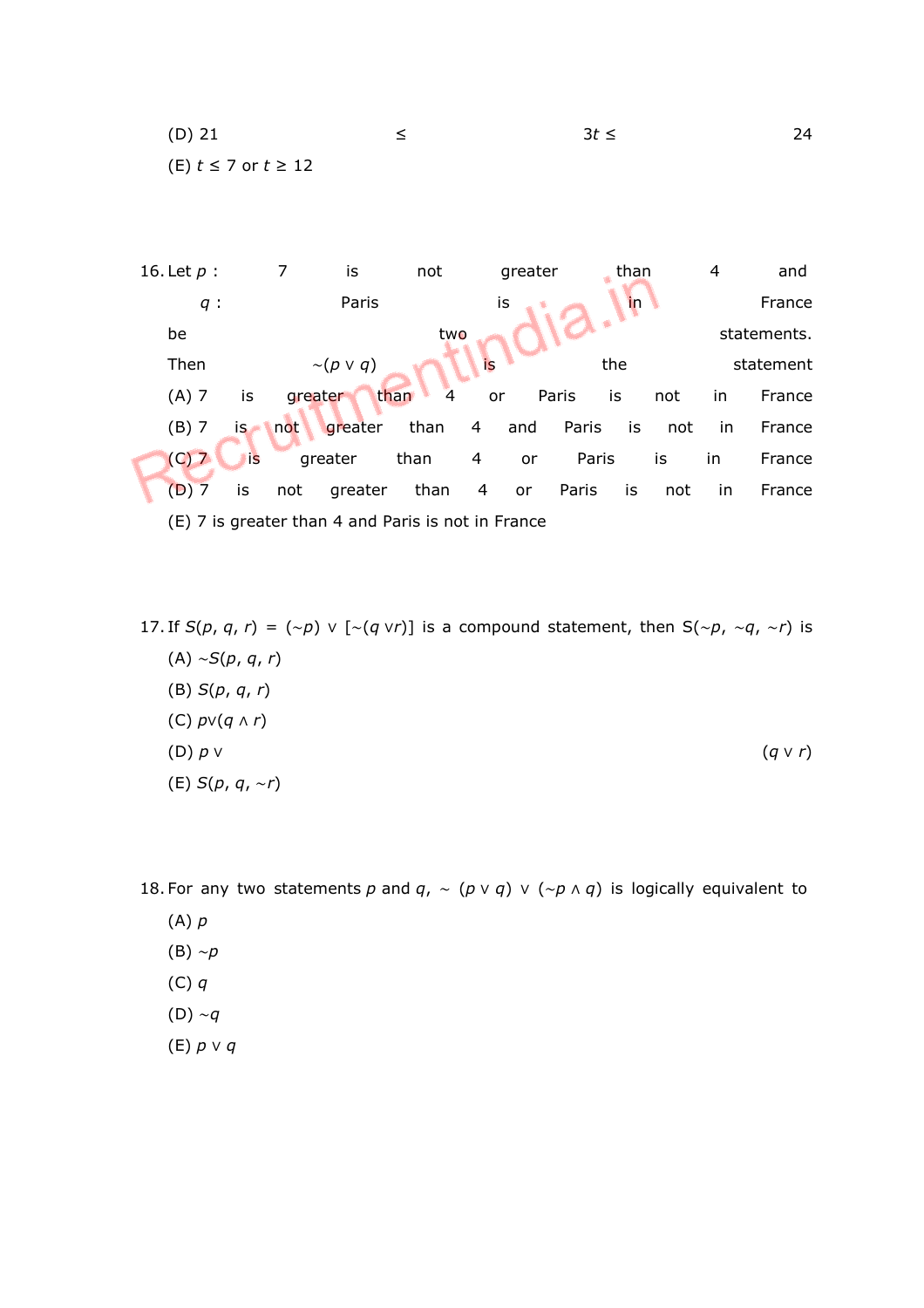(D) $21 \leq 3t \leq 24$

(E) $t \leq 7$ or $t \geq 12$

16. Let $p$ : 7 is not greater than 4 and $q$ : Paris is in France be two statements. Then $\sim(p \vee q)$ is the statement

(A) 7 is greater than 4 or Paris is not in France

(B) 7 is not greater than 4 and Paris is not in France

(C) 7 is greater than 4 or Paris is in France

(D) 7 is not greater than 4 or Paris is not in France

(E) 7 is greater than 4 and Paris is not in France

17. If $S(p, q, r) = (\sim p) \vee [\sim(q \vee r)]$ is a compound statement, then $S(\sim p, \sim q, \sim r)$ is

(A) $\sim S(p, q, r)$

(B) $S(p, q, r)$

(C) $p \vee (q \wedge r)$

(D) $p \vee (q \vee r)$

(E) $S(p, q, \sim r)$

18. For any two statements $p$ and $q$, $\sim(p \vee q) \vee (\sim p \wedge q)$ is logically equivalent to

(A) $p$

(B) $\sim p$

(C) $q$

(D) $\sim q$

(E) $p \vee q$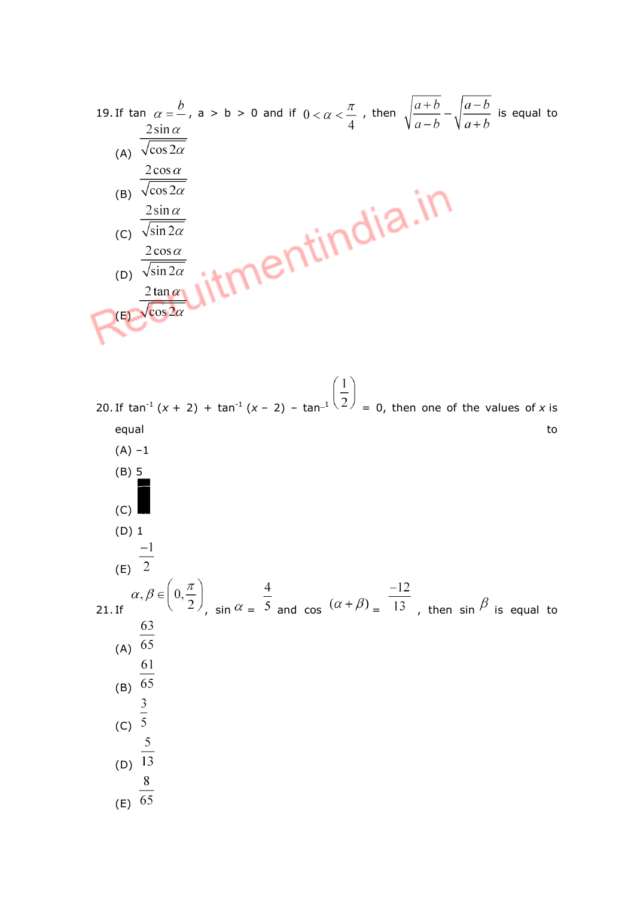19. If $\tan \alpha = \frac{b}{a}$, a > b > 0 and if $0 < \alpha < \frac{\pi}{4}$, then $\sqrt{\frac{a+b}{a-b}} - \sqrt{\frac{a-b}{a+b}}$ is equal to

(A) $\frac{2\sin\alpha}{\sqrt{\cos 2\alpha}}$

(B) $\frac{2\cos\alpha}{\sqrt{\cos 2\alpha}}$

(C) $\frac{2\sin\alpha}{\sqrt{\sin 2\alpha}}$

(D) $\frac{2\cos\alpha}{\sqrt{\sin 2\alpha}}$

(E) $\frac{2\tan\alpha}{\sqrt{\cos 2\alpha}}$

20. If $\tan^{-1}(x + 2) + \tan^{-1}(x - 2) - \tan^{-1}\left(\frac{1}{2}\right) = 0$, then one of the values of $x$ is equal to

(A) –1

(B) 5

(C)

(D) 1

(E) $\frac{-1}{2}$

21. If $\alpha, \beta \in \left(0, \frac{\pi}{2}\right)$, $\sin \alpha = \frac{4}{5}$ and $\cos(\alpha + \beta) = \frac{-12}{13}$, then $\sin \beta$ is equal to

(A) $\frac{63}{65}$

(B) $\frac{61}{65}$

(C) $\frac{3}{5}$

(D) $\frac{5}{13}$

(E) $\frac{8}{65}$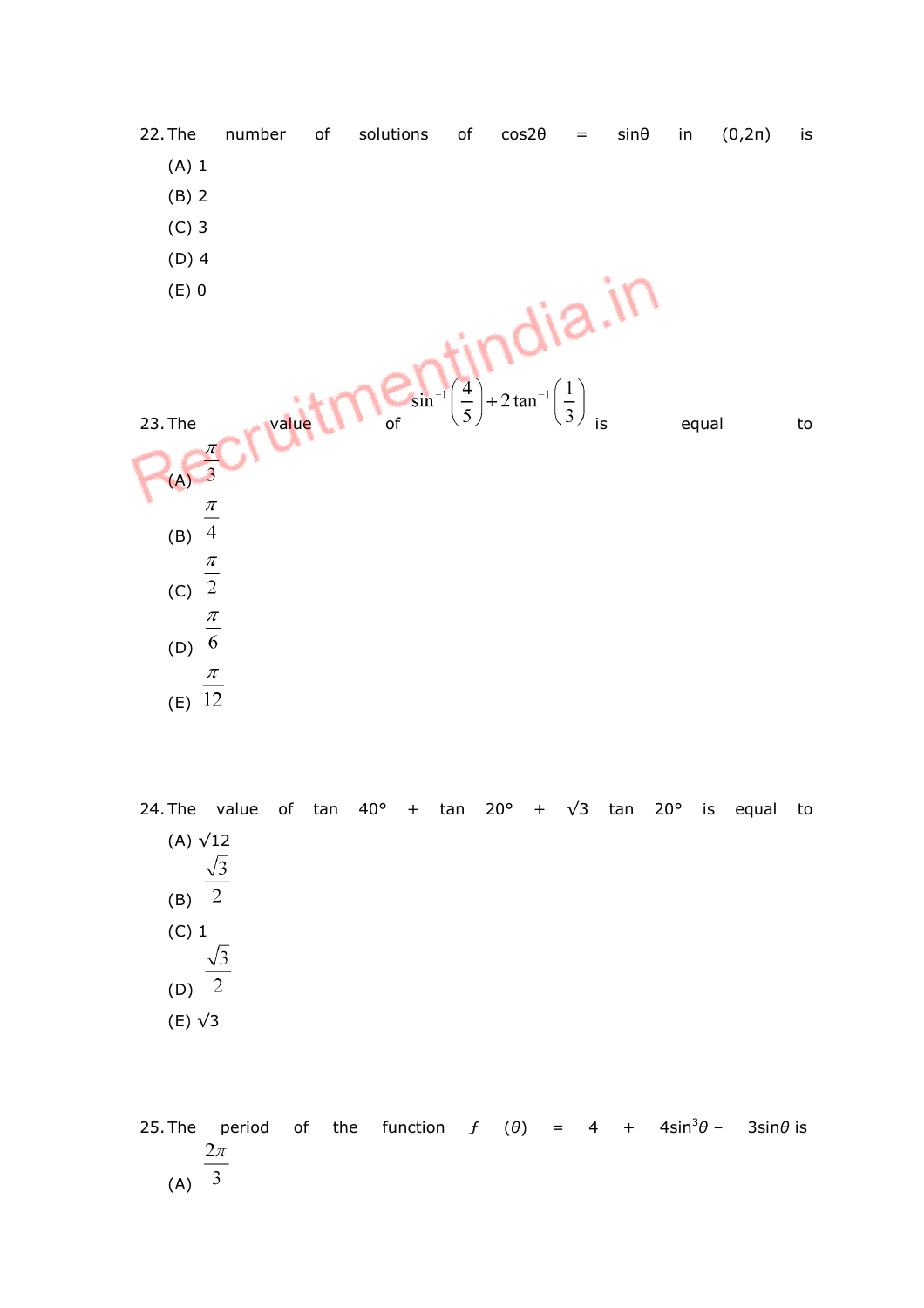22. The number of solutions of cos2θ = sinθ in (0,2π) is

(A) 1

(B) 2

(C) 3

(D) 4

(E) 0

23. The value of $\sin^{-1}\left(\frac{4}{5}\right)+2\tan^{-1}\left(\frac{1}{3}\right)$ is equal to

(A) $\frac{\pi}{3}$

(B) $\frac{\pi}{4}$

(C) $\frac{\pi}{2}$

(D) $\frac{\pi}{6}$

(E) $\frac{\pi}{12}$

24. The value of tan 40° + tan 20° + √3 tan 20° is equal to

(A) √12

(B) $\frac{\sqrt{3}}{2}$

(C) 1

(D) $\frac{\sqrt{3}}{2}$

(E) √3

25. The period of the function $f(\theta) = 4 + 4\sin^3\theta - 3\sin\theta$ is

(A) $\frac{2\pi}{3}$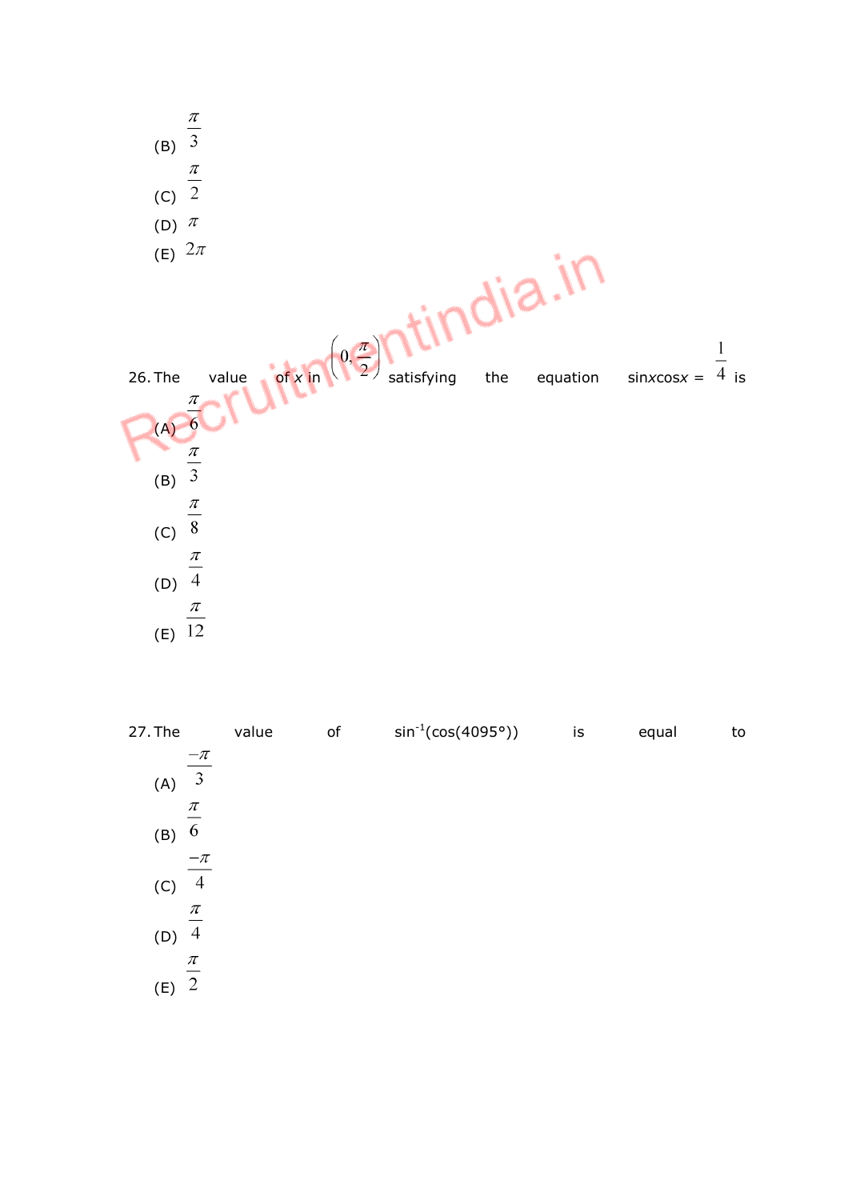(B) $\frac{\pi}{3}$

(C) $\frac{\pi}{2}$

(D) $\pi$

(E) $2\pi$

26. The value of $x$ in $\left(0, \frac{\pi}{2}\right)$ satisfying the equation $\sin x \cos x = \frac{1}{4}$ is

(A) $\frac{\pi}{6}$

(B) $\frac{\pi}{3}$

(C) $\frac{\pi}{8}$

(D) $\frac{\pi}{4}$

(E) $\frac{\pi}{12}$

27. The value of $\sin^{-1}(\cos(4095°))$ is equal to

(A) $\frac{-\pi}{3}$

(B) $\frac{\pi}{6}$

(C) $\frac{-\pi}{4}$

(D) $\frac{\pi}{4}$

(E) $\frac{\pi}{2}$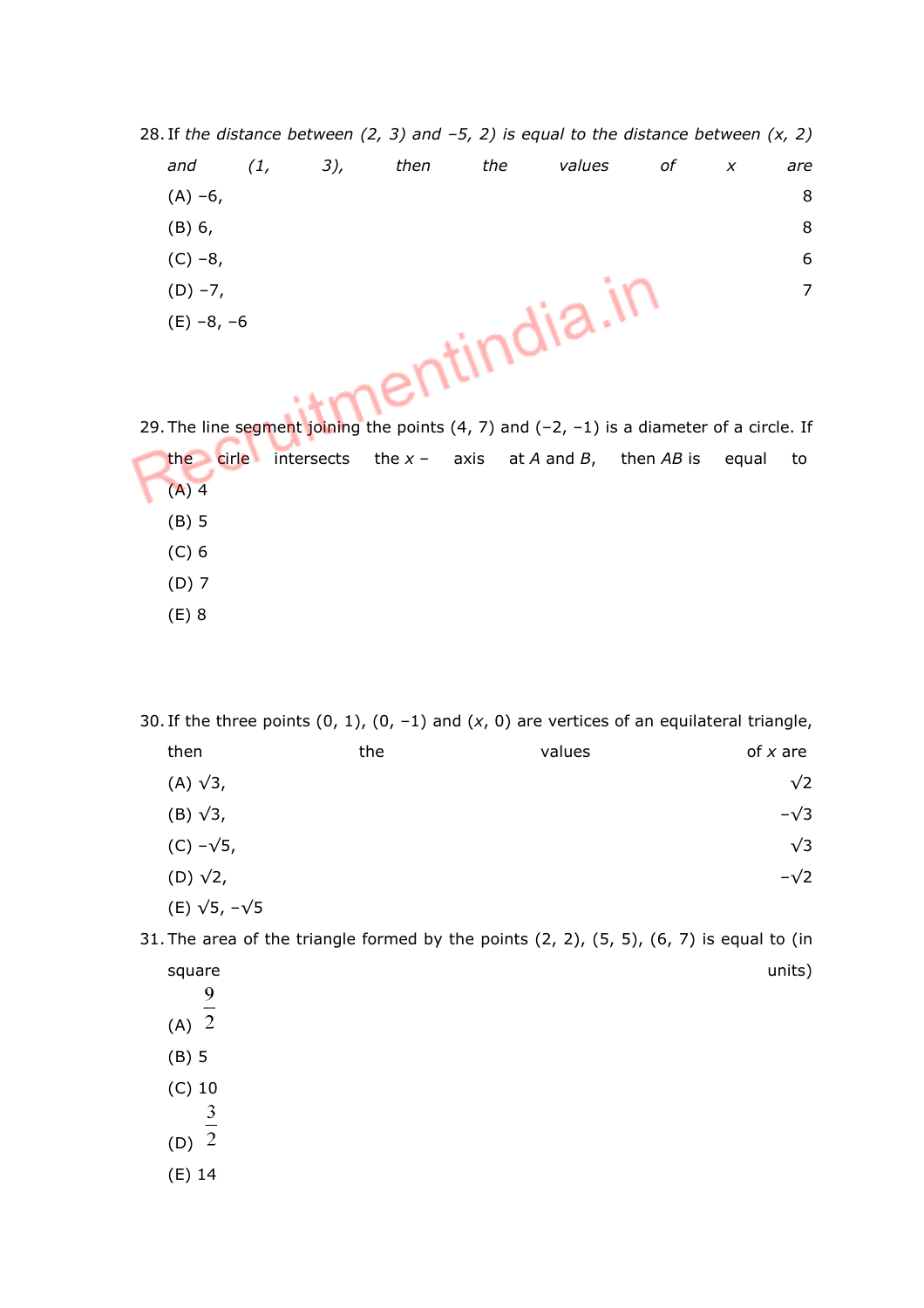28. If *the distance between (2, 3) and –5, 2) is equal to the distance between (x, 2) and (1, 3), then the values of x are*

(A) –6, 8

(B) 6, 8

(C) –8, 6

(D) –7, 7

(E) –8, –6

29. The line segment joining the points (4, 7) and (–2, –1) is a diameter of a circle. If the cirle intersects the $x$ – axis at $A$ and $B$, then $AB$ is equal to

(A) 4

(B) 5

(C) 6

(D) 7

(E) 8

30. If the three points (0, 1), (0, –1) and ($x$, 0) are vertices of an equilateral triangle, then the values of $x$ are

(A) $\sqrt{3}$, $\sqrt{2}$

(B) $\sqrt{3}$, $-\sqrt{3}$

(C) $-\sqrt{5}$, $\sqrt{3}$

(D) $\sqrt{2}$, $-\sqrt{2}$

(E) $\sqrt{5}$, $-\sqrt{5}$

31. The area of the triangle formed by the points (2, 2), (5, 5), (6, 7) is equal to (in square units)

(A) $\frac{9}{2}$

(B) 5

(C) 10

(D) $\frac{3}{2}$

(E) 14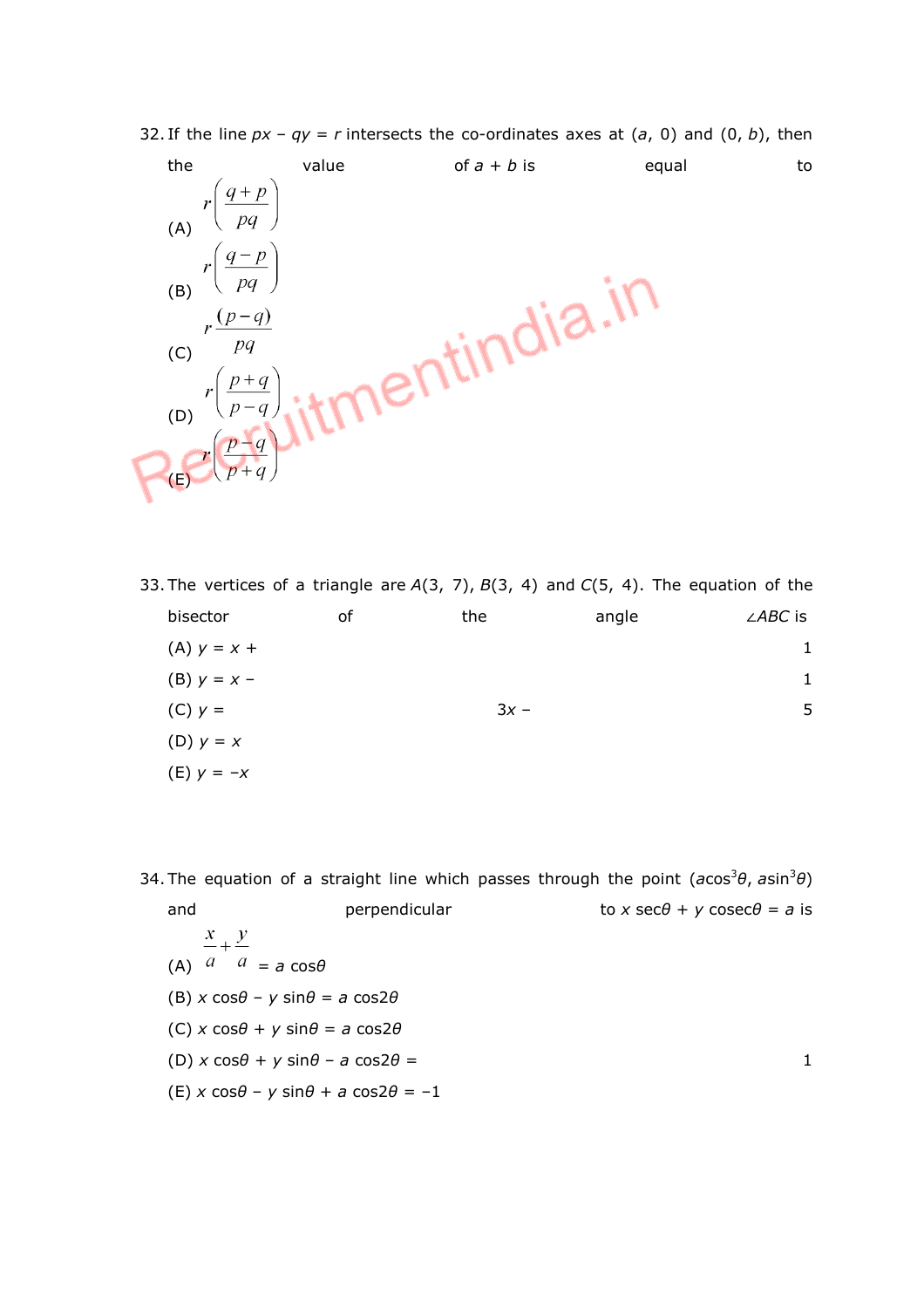32. If the line $px - qy = r$ intersects the co-ordinates axes at $(a, 0)$ and $(0, b)$, then the value of $a + b$ is equal to

(A) $r\left(\frac{q+p}{pq}\right)$

(B) $r\left(\frac{q-p}{pq}\right)$

(C) $r\frac{(p-q)}{pq}$

(D) $r\left(\frac{p+q}{p-q}\right)$

(E) $r\left(\frac{p-q}{p+q}\right)$

33. The vertices of a triangle are $A(3, 7)$, $B(3, 4)$ and $C(5, 4)$. The equation of the bisector of the angle $\angle ABC$ is

(A) $y = x + 1$

(B) $y = x - 1$

(C) $y = 3x - 5$

(D) $y = x$

(E) $y = -x$

34. The equation of a straight line which passes through the point $(a\cos^3\theta, a\sin^3\theta)$ and perpendicular to $x \sec\theta + y \operatorname{cosec}\theta = a$ is

(A) $\frac{x}{a} + \frac{y}{a} = a \cos\theta$

(B) $x \cos\theta - y \sin\theta = a \cos2\theta$

(C) $x \cos\theta + y \sin\theta = a \cos2\theta$

(D) $x \cos\theta + y \sin\theta - a \cos2\theta = 1$

(E) $x \cos\theta - y \sin\theta + a \cos2\theta = -1$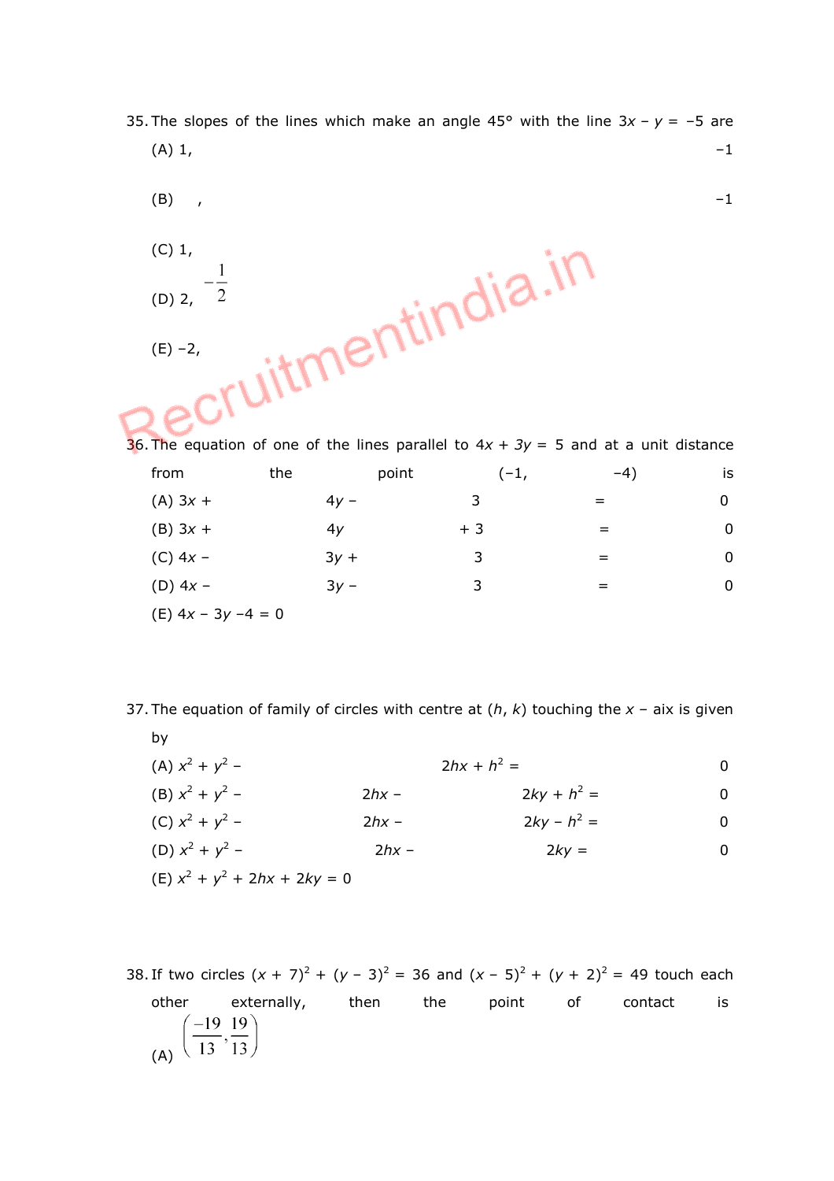35. The slopes of the lines which make an angle 45° with the line $3x - y = -5$ are

(A) 1, −1

(B) , −1

(C) 1,

(D) 2, $-\frac{1}{2}$

(E) −2,

36. The equation of one of the lines parallel to $4x + 3y = 5$ and at a unit distance from the point (−1, −4) is

(A) $3x + 4y - 3 = 0$

(B) $3x + 4y + 3 = 0$

(C) $4x - 3y + 3 = 0$

(D) $4x - 3y - 3 = 0$

(E) $4x - 3y - 4 = 0$

37. The equation of family of circles with centre at $(h, k)$ touching the $x$ – aix is given by

(A) $x^2 + y^2 - 2hx + h^2 = 0$

(B) $x^2 + y^2 - 2hx - 2ky + h^2 = 0$

(C) $x^2 + y^2 - 2hx - 2ky - h^2 = 0$

(D) $x^2 + y^2 - 2hx - 2ky = 0$

(E) $x^2 + y^2 + 2hx + 2ky = 0$

38. If two circles $(x + 7)^2 + (y - 3)^2 = 36$ and $(x - 5)^2 + (y + 2)^2 = 49$ touch each other externally, then the point of contact is

(A) $\left(\frac{-19}{13}, \frac{19}{13}\right)$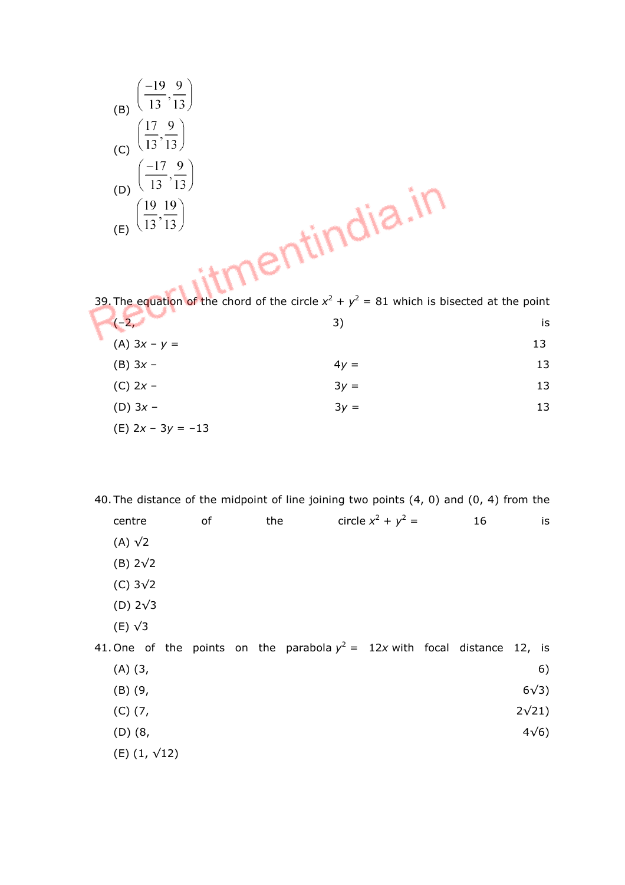(B) $\left(\frac{-19}{13}, \frac{9}{13}\right)$

(C) $\left(\frac{17}{13}, \frac{9}{13}\right)$

(D) $\left(\frac{-17}{13}, \frac{9}{13}\right)$

(E) $\left(\frac{19}{13}, \frac{19}{13}\right)$

39. The equation of the chord of the circle $x^2 + y^2 = 81$ which is bisected at the point $(-2, 3)$ is

(A) $3x - y = 13$

(B) $3x - 4y = 13$

(C) $2x - 3y = 13$

(D) $3x - 3y = 13$

(E) $2x - 3y = -13$

40. The distance of the midpoint of line joining two points (4, 0) and (0, 4) from the centre of the circle $x^2 + y^2 = 16$ is

(A) $\sqrt{2}$

(B) $2\sqrt{2}$

(C) $3\sqrt{2}$

(D) $2\sqrt{3}$

(E) $\sqrt{3}$

41. One of the points on the parabola $y^2 = 12x$ with focal distance 12, is

(A) $(3, 6)$

(B) $(9, 6\sqrt{3})$

(C) $(7, 2\sqrt{21})$

(D) $(8, 4\sqrt{6})$

(E) $(1, \sqrt{12})$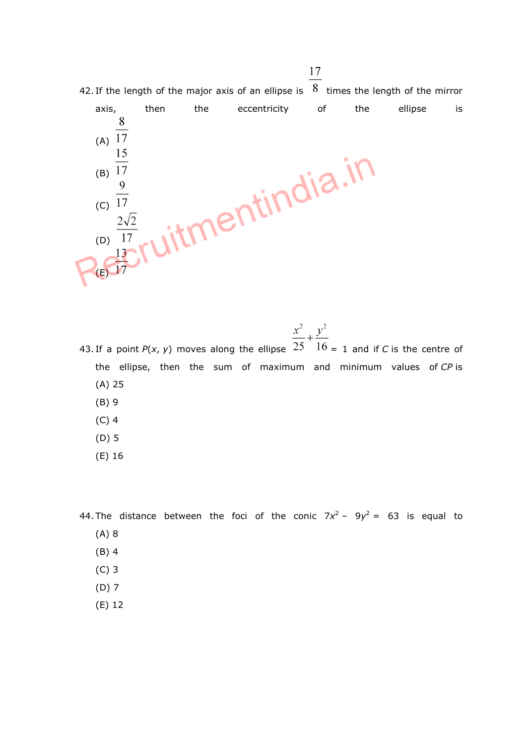42. If the length of the major axis of an ellipse is $\frac{17}{8}$ times the length of the mirror axis, then the eccentricity of the ellipse is

(A) $\frac{8}{17}$

(B) $\frac{15}{17}$

(C) $\frac{9}{17}$

(D) $\frac{2\sqrt{2}}{17}$

(E) $\frac{13}{17}$

43. If a point $P(x, y)$ moves along the ellipse $\frac{x^2}{25}+\frac{y^2}{16} = 1$ and if $C$ is the centre of the ellipse, then the sum of maximum and minimum values of $CP$ is

(A) 25

(B) 9

(C) 4

(D) 5

(E) 16

44. The distance between the foci of the conic $7x^2 - 9y^2 = 63$ is equal to

(A) 8

(B) 4

(C) 3

(D) 7

(E) 12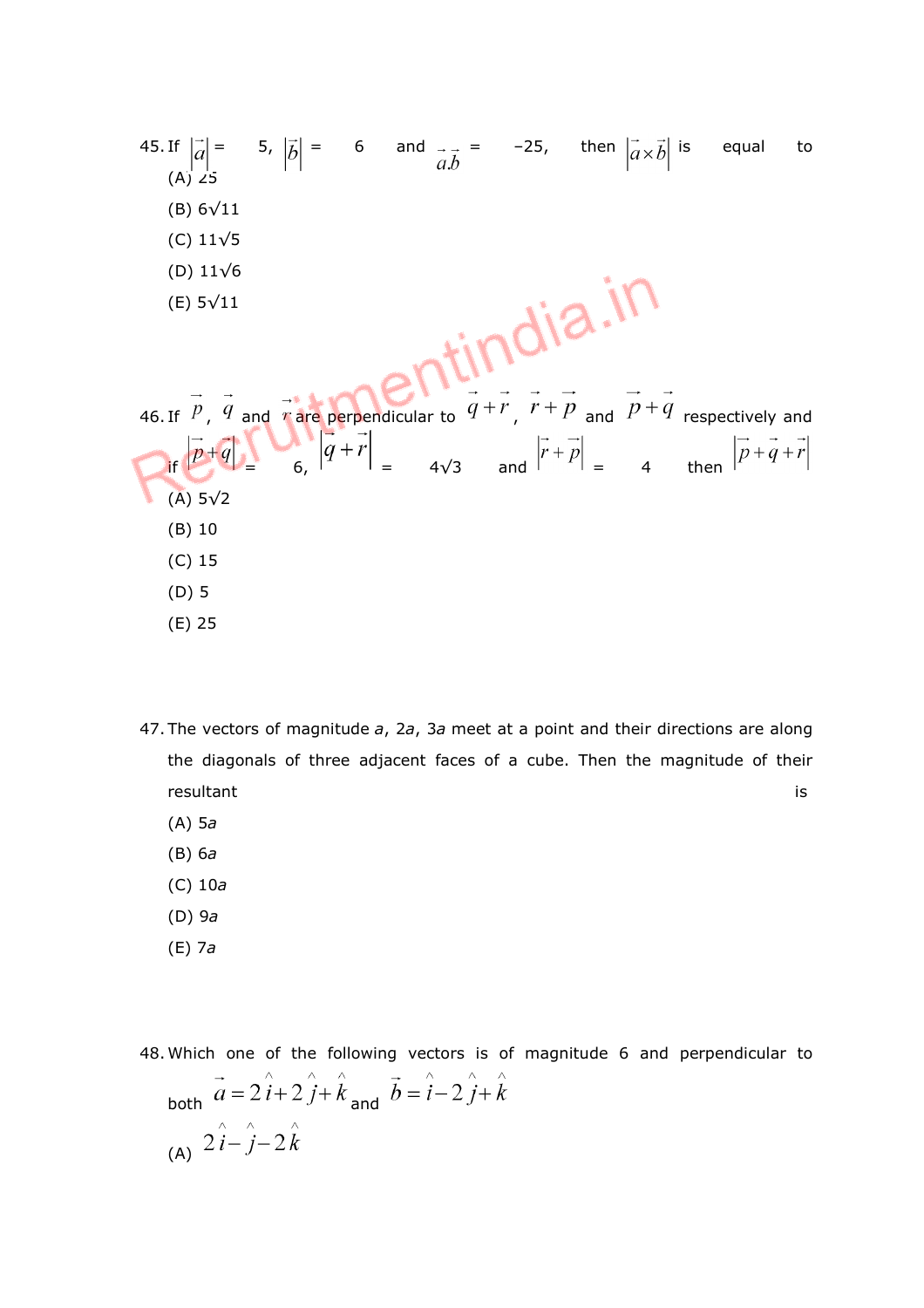45. If $|\vec{a}| = 5$, $|\vec{b}| = 6$ and $\vec{a}.\vec{b} = -25$, then $|\vec{a} \times \vec{b}|$ is equal to

(A) 25

(B) $6\sqrt{11}$

(C) $11\sqrt{5}$

(D) $11\sqrt{6}$

(E) $5\sqrt{11}$

46. If $\vec{p}$, $\vec{q}$ and $\vec{r}$ are perpendicular to $\vec{q}+\vec{r}$, $\vec{r}+\vec{p}$ and $\vec{p}+\vec{q}$ respectively and if $|\vec{p}+\vec{q}| = 6$, $|\vec{q}+\vec{r}| = 4\sqrt{3}$ and $|\vec{r}+\vec{p}| = 4$ then $|\vec{p}+\vec{q}+\vec{r}|$

(A) $5\sqrt{2}$

(B) 10

(C) 15

(D) 5

(E) 25

47. The vectors of magnitude $a$, $2a$, $3a$ meet at a point and their directions are along the diagonals of three adjacent faces of a cube. Then the magnitude of their resultant is

(A) $5a$

(B) $6a$

(C) $10a$

(D) $9a$

(E) $7a$

48. Which one of the following vectors is of magnitude 6 and perpendicular to both $\vec{a} = 2\hat{i}+2\hat{j}+\hat{k}$ and $\vec{b} = \hat{i}-2\hat{j}+\hat{k}$

(A) $2\hat{i}-\hat{j}-2\hat{k}$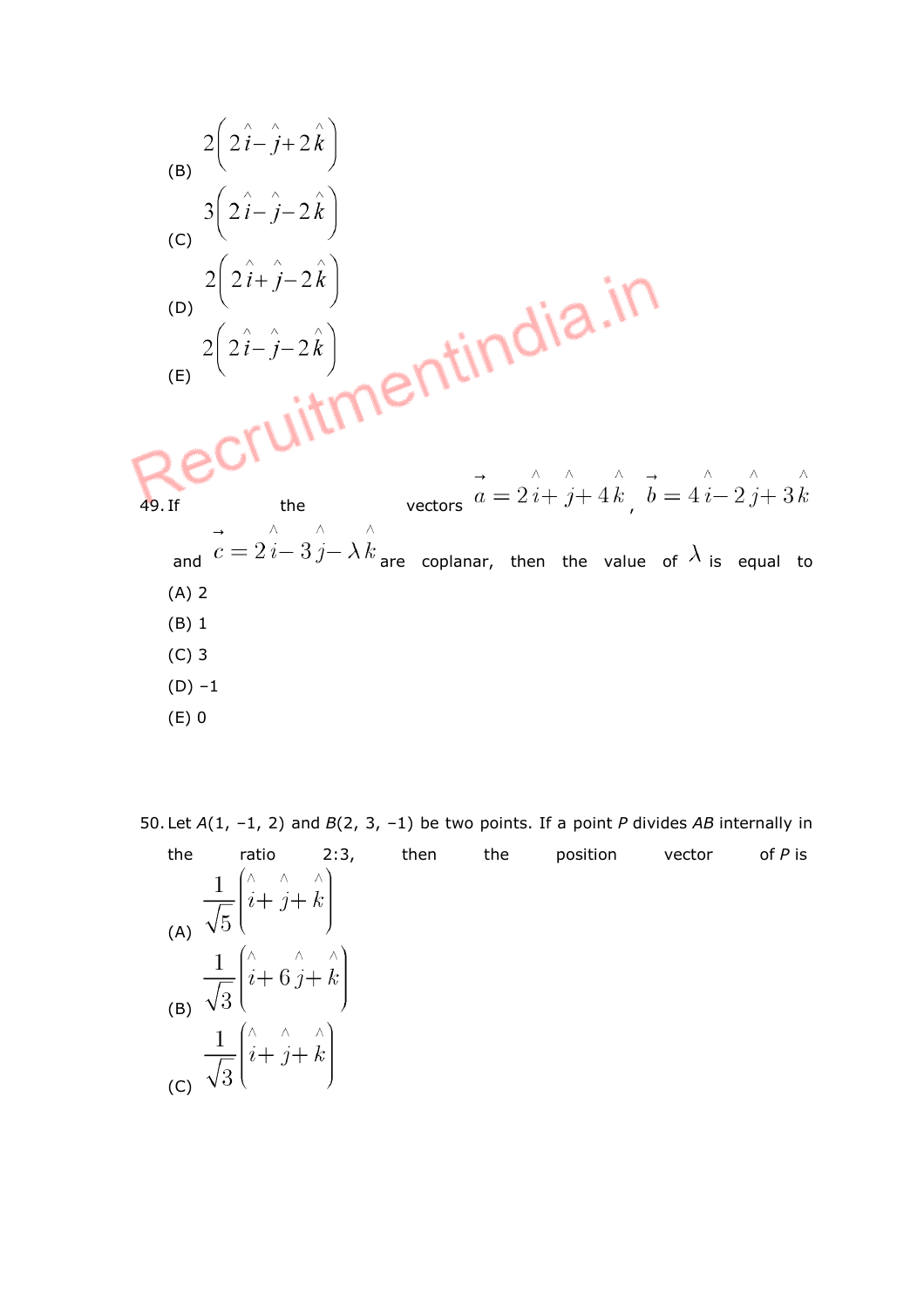(B) $2\left(2\hat{i}-\hat{j}+2\hat{k}\right)$

(C) $3\left(2\hat{i}-\hat{j}-2\hat{k}\right)$

(D) $2\left(2\hat{i}+\hat{j}-2\hat{k}\right)$

(E) $2\left(2\hat{i}-\hat{j}-2\hat{k}\right)$

49. If the vectors $\vec{a}=2\hat{i}+\hat{j}+4\hat{k}$, $\vec{b}=4\hat{i}-2\hat{j}+3\hat{k}$ and $\vec{c}=2\hat{i}-3\hat{j}-\lambda\hat{k}$ are coplanar, then the value of $\lambda$ is equal to

(A) 2

(B) 1

(C) 3

(D) −1

(E) 0

50. Let $A(1, -1, 2)$ and $B(2, 3, -1)$ be two points. If a point $P$ divides $AB$ internally in the ratio 2:3, then the position vector of $P$ is

(A) $\frac{1}{\sqrt{5}}\left(\hat{i}+\hat{j}+\hat{k}\right)$

(B) $\frac{1}{\sqrt{3}}\left(\hat{i}+6\hat{j}+\hat{k}\right)$

(C) $\frac{1}{\sqrt{3}}\left(\hat{i}+\hat{j}+\hat{k}\right)$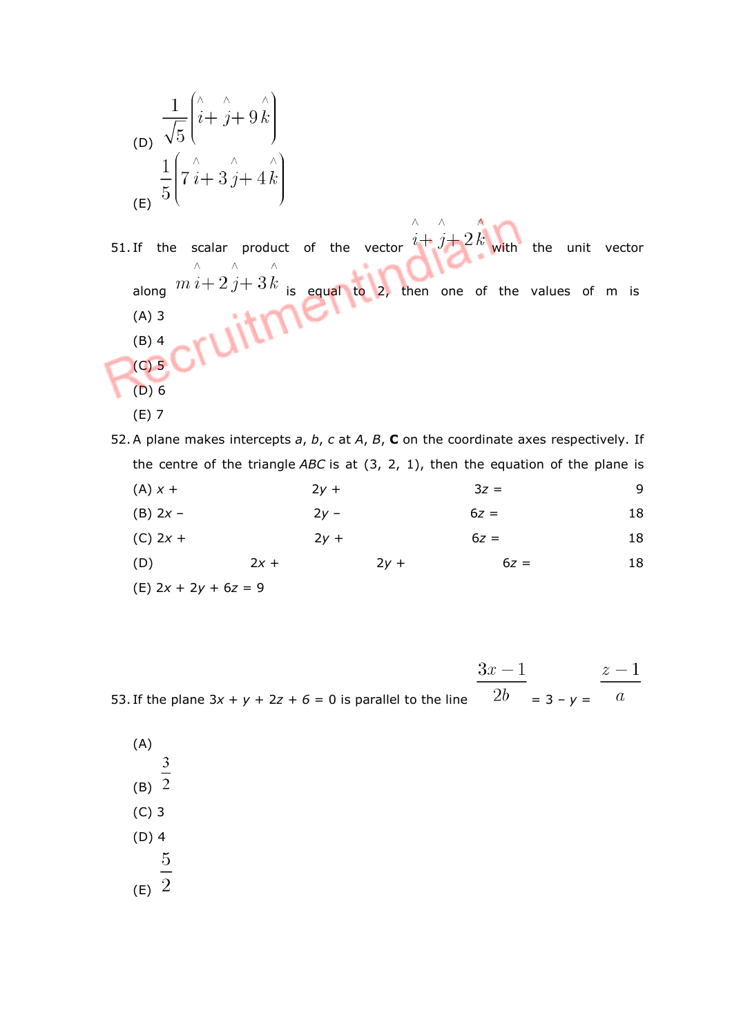(D) $\frac{1}{\sqrt{5}}\left(\hat{i}+\hat{j}+9\hat{k}\right)$

(E) $\frac{1}{5}\left(7\hat{i}+3\hat{j}+4\hat{k}\right)$

51. If the scalar product of the vector $\hat{i}+\hat{j}+2\hat{k}$ with the unit vector along $m\hat{i}+2\hat{j}+3\hat{k}$ is equal to 2, then one of the values of m is

(A) 3

(B) 4

(C) 5

(D) 6

(E) 7

52. A plane makes intercepts *a*, *b*, *c* at *A*, *B*, **C** on the coordinate axes respectively. If the centre of the triangle *ABC* is at (3, 2, 1), then the equation of the plane is

(A) $x + 2y + 3z = 9$

(B) $2x - 2y - 6z = 18$

(C) $2x + 2y + 6z = 18$

(D) $2x + 2y + 6z = 18$

(E) $2x + 2y + 6z = 9$

53. If the plane $3x + y + 2z + 6 = 0$ is parallel to the line $\frac{3x-1}{2b} = 3 - y = \frac{z-1}{a}$

(A)

(B) $\frac{3}{2}$

(C) 3

(D) 4

(E) $\frac{5}{2}$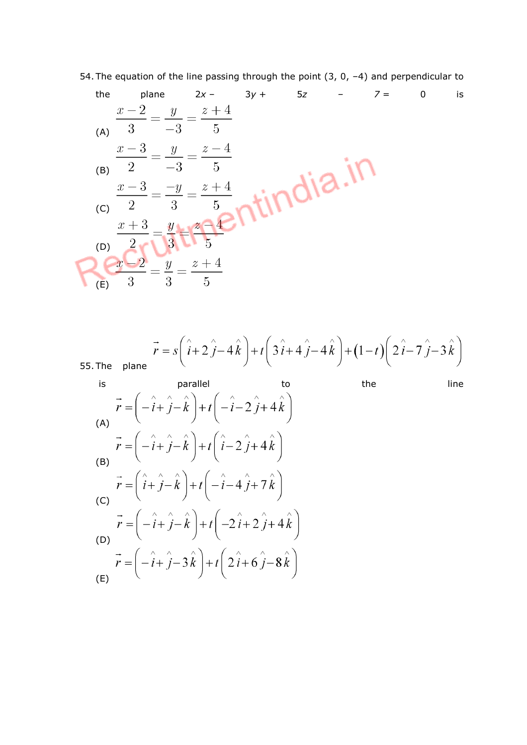54. The equation of the line passing through the point (3, 0, –4) and perpendicular to the plane $2x - 3y + 5z - 7 = 0$ is

(A) $\dfrac{x-2}{3} = \dfrac{y}{-3} = \dfrac{z+4}{5}$

(B) $\dfrac{x-3}{2} = \dfrac{y}{-3} = \dfrac{z-4}{5}$

(C) $\dfrac{x-3}{2} = \dfrac{-y}{3} = \dfrac{z+4}{5}$

(D) $\dfrac{x+3}{2} = \dfrac{y}{3} = \dfrac{z-4}{5}$

(E) $\dfrac{x-2}{3} = \dfrac{y}{3} = \dfrac{z+4}{5}$

55. The plane $\vec{r} = s\left(\hat{i} + 2\hat{j} - 4\hat{k}\right) + t\left(3\hat{i} + 4\hat{j} - 4\hat{k}\right) + (1-t)\left(2\hat{i} - 7\hat{j} - 3\hat{k}\right)$ is parallel to the line

(A) $\vec{r} = \left(-\hat{i} + \hat{j} - \hat{k}\right) + t\left(-\hat{i} - 2\hat{j} + 4\hat{k}\right)$

(B) $\vec{r} = \left(-\hat{i} + \hat{j} - \hat{k}\right) + t\left(\hat{i} - 2\hat{j} + 4\hat{k}\right)$

(C) $\vec{r} = \left(\hat{i} + \hat{j} - \hat{k}\right) + t\left(-\hat{i} - 4\hat{j} + 7\hat{k}\right)$

(D) $\vec{r} = \left(-\hat{i} + \hat{j} - \hat{k}\right) + t\left(-2\hat{i} + 2\hat{j} + 4\hat{k}\right)$

(E) $\vec{r} = \left(-\hat{i} + \hat{j} - 3\hat{k}\right) + t\left(2\hat{i} + 6\hat{j} - 8\hat{k}\right)$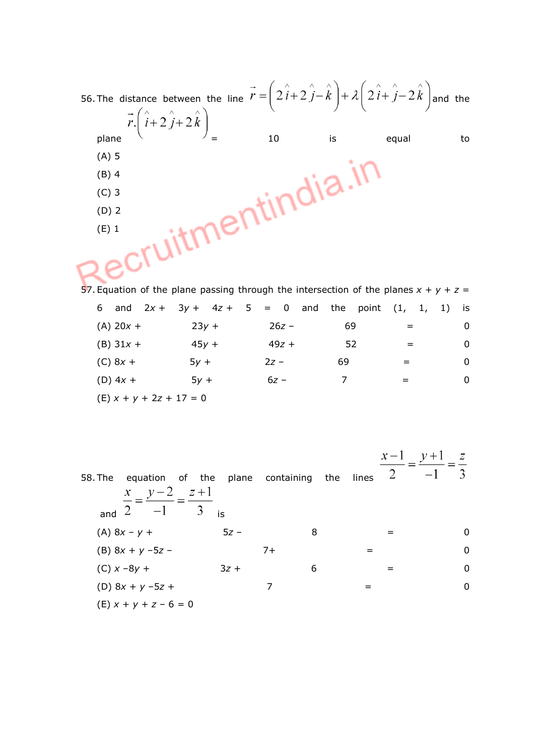56. The distance between the line $\vec{r} = \left(2\hat{i} + 2\hat{j} - \hat{k}\right) + \lambda\left(2\hat{i} + \hat{j} - 2\hat{k}\right)$ and the plane $\vec{r}.\left(\hat{i} + 2\hat{j} + 2\hat{k}\right) = 10$ is equal to

(A) 5

(B) 4

(C) 3

(D) 2

(E) 1

57. Equation of the plane passing through the intersection of the planes $x + y + z = 6$ and $2x + 3y + 4z + 5 = 0$ and the point (1, 1, 1) is

(A) $20x + 23y + 26z - 69 = 0$

(B) $31x + 45y + 49z + 52 = 0$

(C) $8x + 5y + 2z - 69 = 0$

(D) $4x + 5y + 6z - 7 = 0$

(E) $x + y + 2z + 17 = 0$

58. The equation of the plane containing the lines $\frac{x-1}{2} = \frac{y+1}{-1} = \frac{z}{3}$ and $\frac{x}{2} = \frac{y-2}{-1} = \frac{z+1}{3}$ is

(A) $8x - y + 5z - 8 = 0$

(B) $8x + y - 5z - 7 + = 0$

(C) $x - 8y + 3z + 6 = 0$

(D) $8x + y - 5z + 7 = 0$

(E) $x + y + z - 6 = 0$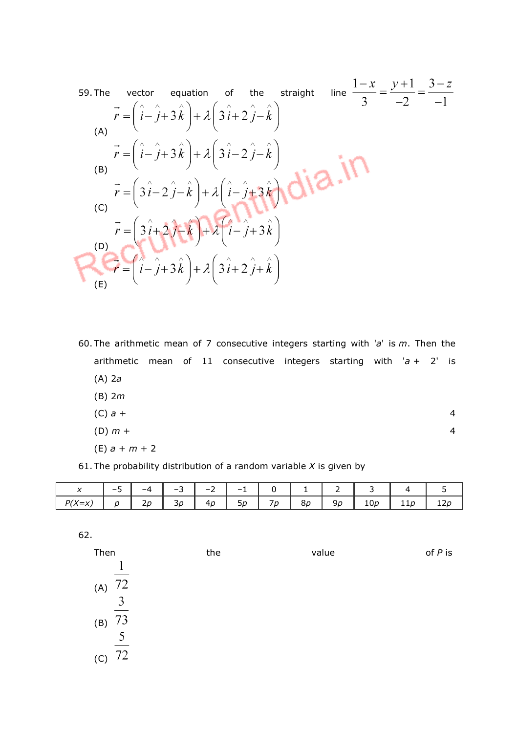59. The vector equation of the straight line $\frac{1-x}{3} = \frac{y+1}{-2} = \frac{3-z}{-1}$

(A) $\vec{r} = \left(\hat{i} - \hat{j} + 3\hat{k}\right) + \lambda\left(3\hat{i} + 2\hat{j} - \hat{k}\right)$

(B) $\vec{r} = \left(\hat{i} - \hat{j} + 3\hat{k}\right) + \lambda\left(3\hat{i} - 2\hat{j} - \hat{k}\right)$

(C) $\vec{r} = \left(3\hat{i} - 2\hat{j} - \hat{k}\right) + \lambda\left(\hat{i} - \hat{j} + 3\hat{k}\right)$

(D) $\vec{r} = \left(3\hat{i} + 2\hat{j} - \hat{k}\right) + \lambda\left(\hat{i} - \hat{j} + 3\hat{k}\right)$

(E) $\vec{r} = \left(\hat{i} - \hat{j} + 3\hat{k}\right) + \lambda\left(3\hat{i} + 2\hat{j} + \hat{k}\right)$

60. The arithmetic mean of 7 consecutive integers starting with '*a*' is *m*. Then the arithmetic mean of 11 consecutive integers starting with '*a* + 2' is

(A) 2*a*

(B) 2*m*

(C) *a* + 4

(D) *m* + 4

(E) *a* + *m* + 2

61. The probability distribution of a random variable *X* is given by

| *x* | −5 | −4 | −3 | −2 | −1 | 0 | 1 | 2 | 3 | 4 | 5 |
|---|---|---|---|---|---|---|---|---|---|---|---|
| *P(X=x)* | *p* | 2*p* | 3*p* | 4*p* | 5*p* | 7*p* | 8*p* | 9*p* | 10*p* | 11*p* | 12*p* |

62.

Then the value of *P* is

(A) $\frac{1}{72}$

(B) $\frac{3}{73}$

(C) $\frac{5}{72}$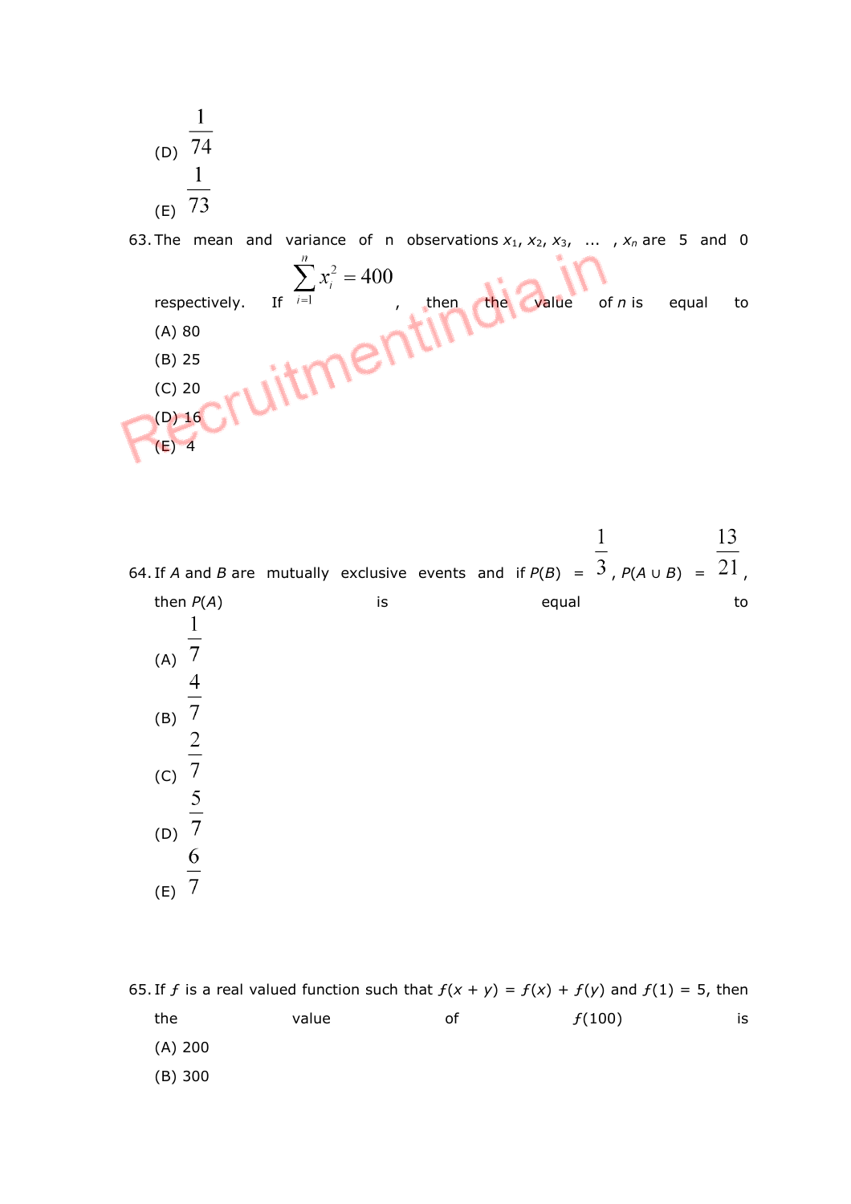(D) $\frac{1}{74}$

(E) $\frac{1}{73}$

63. The mean and variance of n observations $x_1, x_2, x_3, \ldots, x_n$ are 5 and 0 respectively. If $\sum_{i=1}^{n} x_i^2 = 400$, then the value of $n$ is equal to

(A) 80

(B) 25

(C) 20

(D) 16

(E) 4

64. If $A$ and $B$ are mutually exclusive events and if $P(B) = \frac{1}{3}$, $P(A \cup B) = \frac{13}{21}$, then $P(A)$ is equal to

(A) $\frac{1}{7}$

(B) $\frac{4}{7}$

(C) $\frac{2}{7}$

(D) $\frac{5}{7}$

(E) $\frac{6}{7}$

65. If $f$ is a real valued function such that $f(x + y) = f(x) + f(y)$ and $f(1) = 5$, then the value of $f(100)$ is

(A) 200

(B) 300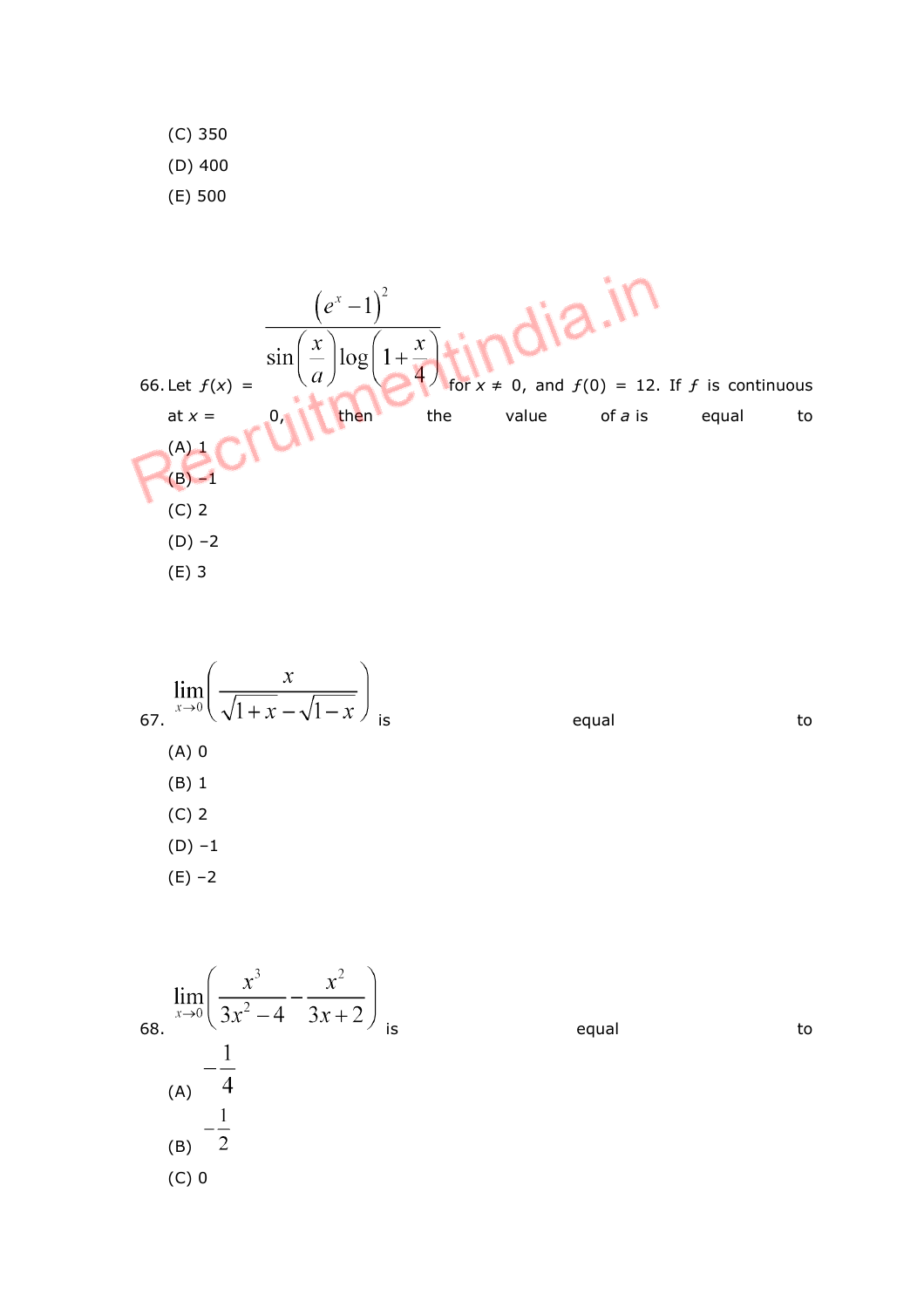(C) 350

(D) 400

(E) 500

66. Let $f(x) = \dfrac{\left(e^{x}-1\right)^{2}}{\sin\left(\dfrac{x}{a}\right)\log\left(1+\dfrac{x}{4}\right)}$ for $x \neq 0$, and $f(0) = 12$. If $f$ is continuous at $x = 0$, then the value of $a$ is equal to

(A) 1

(B) –1

(C) 2

(D) –2

(E) 3

67. $\lim_{x \to 0}\left(\dfrac{x}{\sqrt{1+x}-\sqrt{1-x}}\right)$ is equal to

(A) 0

(B) 1

(C) 2

(D) –1

(E) –2

68. $\lim_{x \to 0}\left(\dfrac{x^{3}}{3x^{2}-4}-\dfrac{x^{2}}{3x+2}\right)$ is equal to

(A) $-\dfrac{1}{4}$

(B) $-\dfrac{1}{2}$

(C) 0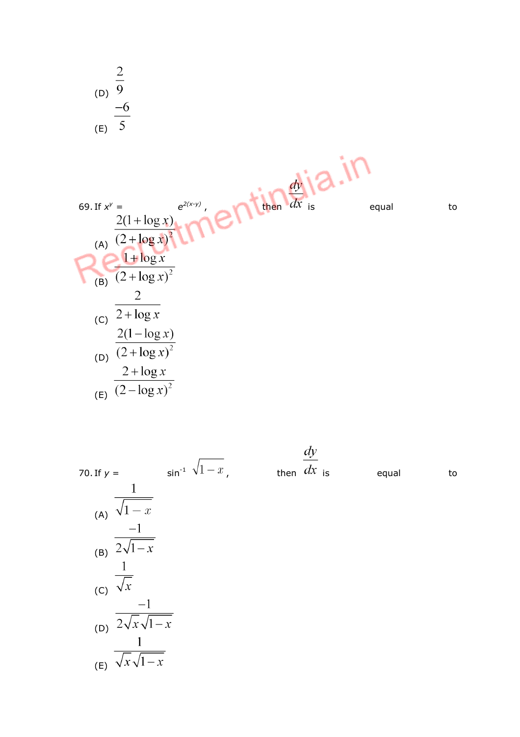(D) $\frac{2}{9}$

(E) $\frac{-6}{5}$

69. If $x^y = e^{2(x-y)}$, then $\frac{dy}{dx}$ is equal to

(A) $\frac{2(1+\log x)}{(2+\log x)^2}$

(B) $\frac{1+\log x}{(2+\log x)^2}$

(C) $\frac{2}{2+\log x}$

(D) $\frac{2(1-\log x)}{(2+\log x)^2}$

(E) $\frac{2+\log x}{(2-\log x)^2}$

70. If $y = \sin^{-1}\sqrt{1-x}$, then $\frac{dy}{dx}$ is equal to

(A) $\frac{1}{\sqrt{1-x}}$

(B) $\frac{-1}{2\sqrt{1-x}}$

(C) $\frac{1}{\sqrt{x}}$

(D) $\frac{-1}{2\sqrt{x}\sqrt{1-x}}$

(E) $\frac{1}{\sqrt{x}\sqrt{1-x}}$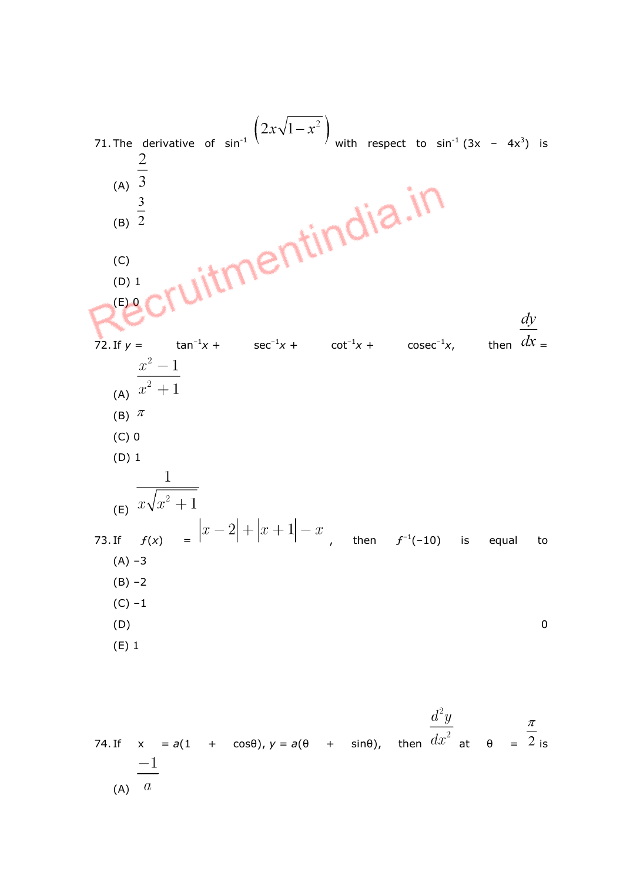71. The derivative of $\sin^{-1}\left(2x\sqrt{1-x^2}\right)$ with respect to $\sin^{-1}(3x - 4x^3)$ is

(A) $\frac{2}{3}$

(B) $\frac{3}{2}$

(C)

(D) 1

(E) 0

72. If $y = \tan^{-1}x + \sec^{-1}x + \cot^{-1}x + \operatorname{cosec}^{-1}x$, then $\frac{dy}{dx} =$

(A) $\frac{x^2 - 1}{x^2 + 1}$

(B) $\pi$

(C) 0

(D) 1

(E) $\frac{1}{x\sqrt{x^2 + 1}}$

73. If $f(x) = |x - 2| + |x + 1| - x$, then $f^{-1}(-10)$ is equal to

(A) –3

(B) –2

(C) –1

(D) 0

(E) 1

74. If $x = a(1 + \cos\theta)$, $y = a(\theta + \sin\theta)$, then $\frac{d^2y}{dx^2}$ at $\theta = \frac{\pi}{2}$ is

(A) $\frac{-1}{a}$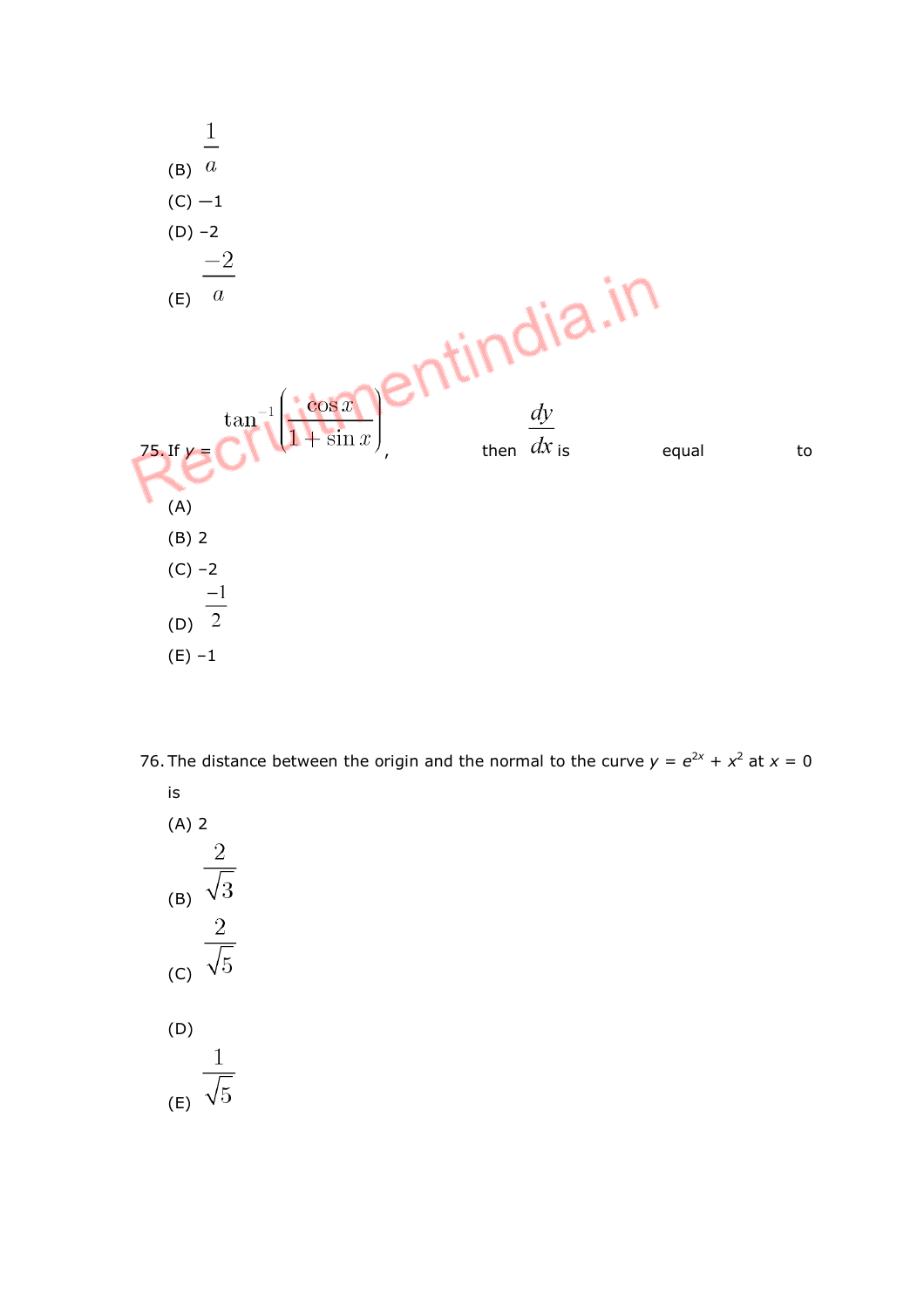(B) $\frac{1}{a}$

(C) $-1$

(D) $-2$

(E) $\frac{-2}{a}$

75. If $y = \tan^{-1}\left(\frac{\cos x}{1+\sin x}\right)$, then $\frac{dy}{dx}$ is equal to

(A)

(B) 2

(C) $-2$

(D) $\frac{-1}{2}$

(E) $-1$

76. The distance between the origin and the normal to the curve $y = e^{2x} + x^2$ at $x = 0$ is

(A) 2

(B) $\frac{2}{\sqrt{3}}$

(C) $\frac{2}{\sqrt{5}}$

(D)

(E) $\frac{1}{\sqrt{5}}$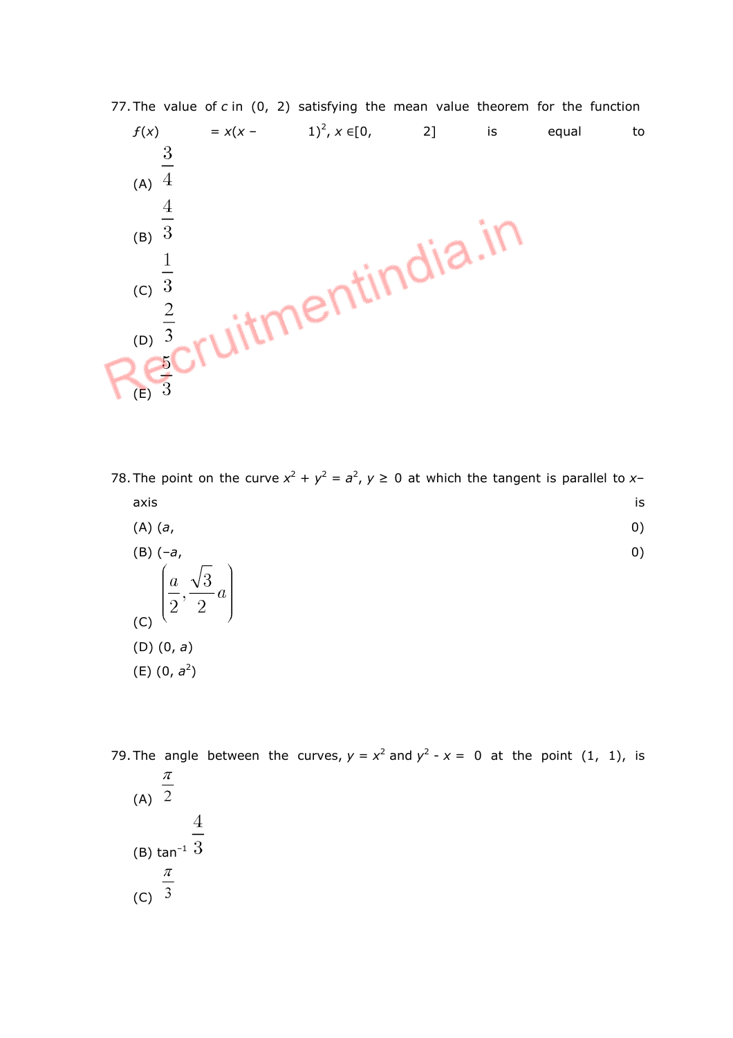77. The value of $c$ in $(0, 2)$ satisfying the mean value theorem for the function $f(x) = x(x - 1)^2, x \in [0, 2]$ is equal to

(A) $\frac{3}{4}$

(B) $\frac{4}{3}$

(C) $\frac{1}{3}$

(D) $\frac{2}{3}$

(E) $\frac{5}{3}$

78. The point on the curve $x^2 + y^2 = a^2$, $y \geq 0$ at which the tangent is parallel to $x$–axis is

(A) $(a, 0)$

(B) $(-a, 0)$

(C) $\left(\frac{a}{2}, \frac{\sqrt{3}}{2}a\right)$

(D) $(0, a)$

(E) $(0, a^2)$

79. The angle between the curves, $y = x^2$ and $y^2 - x = 0$ at the point $(1, 1)$, is

(A) $\frac{\pi}{2}$

(B) $\tan^{-1}\frac{4}{3}$

(C) $\frac{\pi}{3}$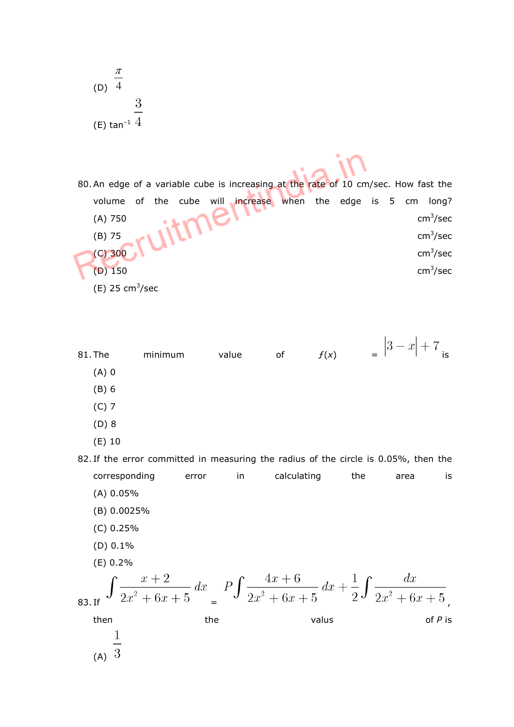(D) $\frac{\pi}{4}$

(E) $\tan^{-1}\frac{3}{4}$

80. An edge of a variable cube is increasing at the rate of 10 cm/sec. How fast the volume of the cube will increase when the edge is 5 cm long?

(A) 750 $cm^3$/sec

(B) 75 $cm^3$/sec

(C) 300 $cm^3$/sec

(D) 150 $cm^3$/sec

(E) 25 $cm^3$/sec

81. The minimum value of $f(x) = |3 - x| + 7$ is

(A) 0

(B) 6

(C) 7

(D) 8

(E) 10

82. If the error committed in measuring the radius of the circle is 0.05%, then the corresponding error in calculating the area is

(A) 0.05%

(B) 0.0025%

(C) 0.25%

(D) 0.1%

(E) 0.2%

83. If $\int \frac{x+2}{2x^2+6x+5}dx = P\int \frac{4x+6}{2x^2+6x+5}dx + \frac{1}{2}\int \frac{dx}{2x^2+6x+5}$, then the valus of $P$ is

(A) $\frac{1}{3}$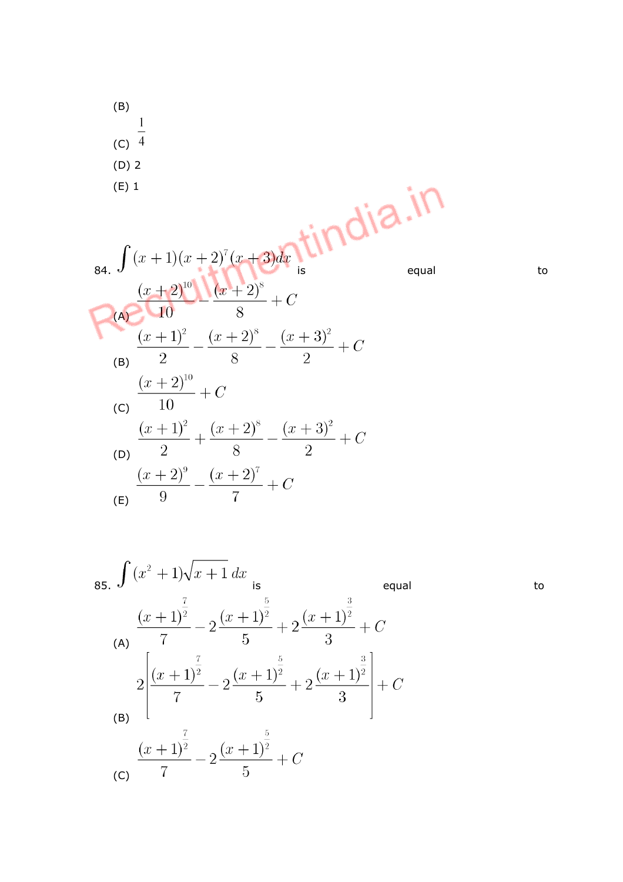(B)

(C) $\frac{1}{4}$

(D) 2

(E) 1

84. $\int (x+1)(x+2)^7(x+3)dx$ is equal to

(A) $\frac{(x+2)^{10}}{10} - \frac{(x+2)^8}{8} + C$

(B) $\frac{(x+1)^2}{2} - \frac{(x+2)^8}{8} - \frac{(x+3)^2}{2} + C$

(C) $\frac{(x+2)^{10}}{10} + C$

(D) $\frac{(x+1)^2}{2} + \frac{(x+2)^8}{8} - \frac{(x+3)^2}{2} + C$

(E) $\frac{(x+2)^9}{9} - \frac{(x+2)^7}{7} + C$

85. $\int (x^2+1)\sqrt{x+1}\, dx$ is equal to

(A) $\frac{(x+1)^{\frac{7}{2}}}{7} - 2\frac{(x+1)^{\frac{5}{2}}}{5} + 2\frac{(x+1)^{\frac{3}{2}}}{3} + C$

(B) $2\left[\frac{(x+1)^{\frac{7}{2}}}{7} - 2\frac{(x+1)^{\frac{5}{2}}}{5} + 2\frac{(x+1)^{\frac{3}{2}}}{3}\right] + C$

(C) $\frac{(x+1)^{\frac{7}{2}}}{7} - 2\frac{(x+1)^{\frac{5}{2}}}{5} + C$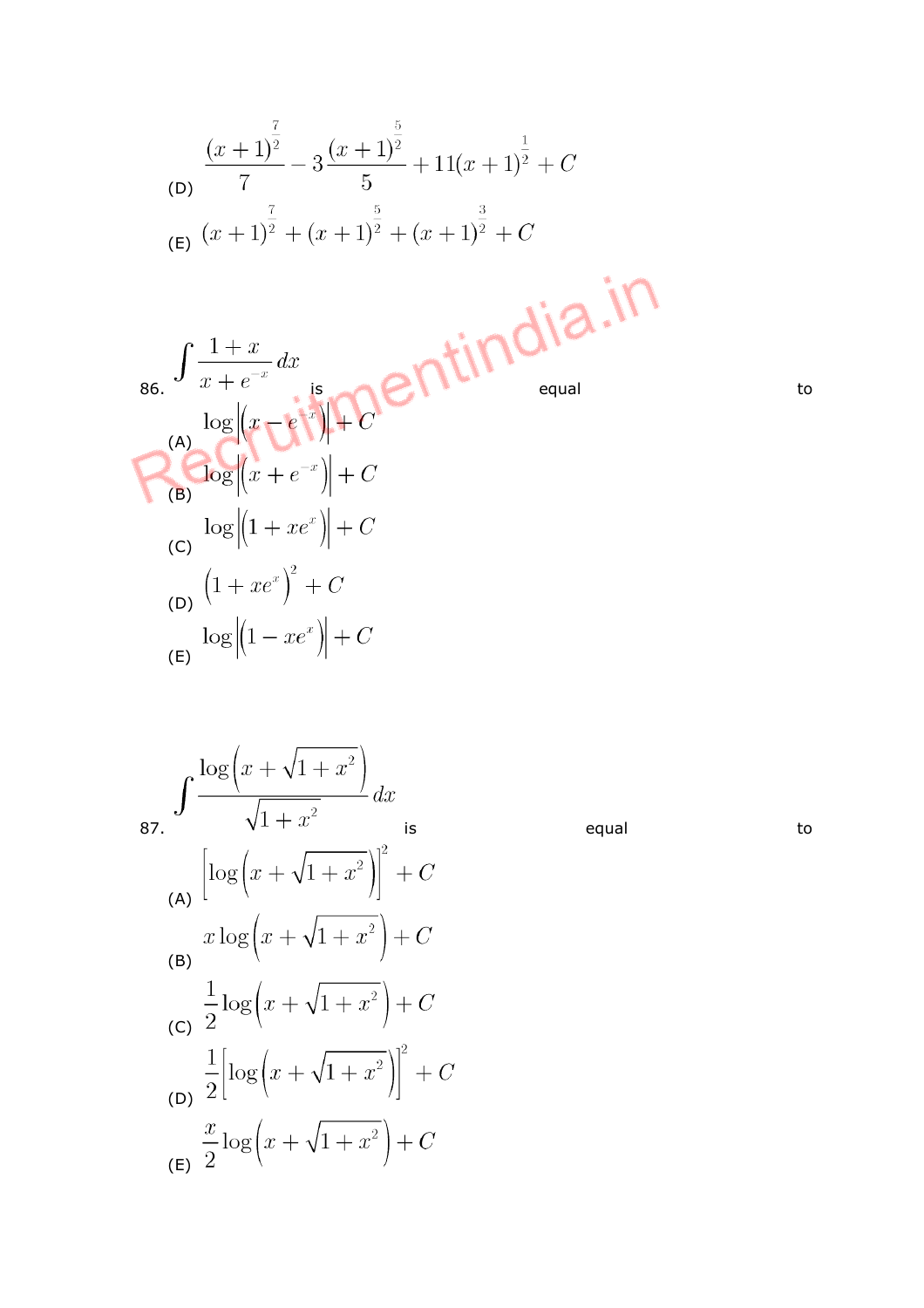(D) $\frac{(x+1)^{\frac{7}{2}}}{7} - 3\frac{(x+1)^{\frac{5}{2}}}{5} + 11(x+1)^{\frac{1}{2}} + C$

(E) $(x+1)^{\frac{7}{2}} + (x+1)^{\frac{5}{2}} + (x+1)^{\frac{3}{2}} + C$

86. $\int \frac{1+x}{x+e^{-x}}\,dx$ is equal to

(A) $\log\left|\left(x-e^{-x}\right)\right| + C$

(B) $\log\left|\left(x+e^{-x}\right)\right| + C$

(C) $\log\left|\left(1+xe^{x}\right)\right| + C$

(D) $\left(1+xe^{x}\right)^{2} + C$

(E) $\log\left|\left(1-xe^{x}\right)\right| + C$

87. $\int \frac{\log\left(x+\sqrt{1+x^2}\right)}{\sqrt{1+x^2}}\,dx$ is equal to

(A) $\left[\log\left(x+\sqrt{1+x^2}\right)\right]^{2} + C$

(B) $x\log\left(x+\sqrt{1+x^2}\right) + C$

(C) $\frac{1}{2}\log\left(x+\sqrt{1+x^2}\right) + C$

(D) $\frac{1}{2}\left[\log\left(x+\sqrt{1+x^2}\right)\right]^{2} + C$

(E) $\frac{x}{2}\log\left(x+\sqrt{1+x^2}\right) + C$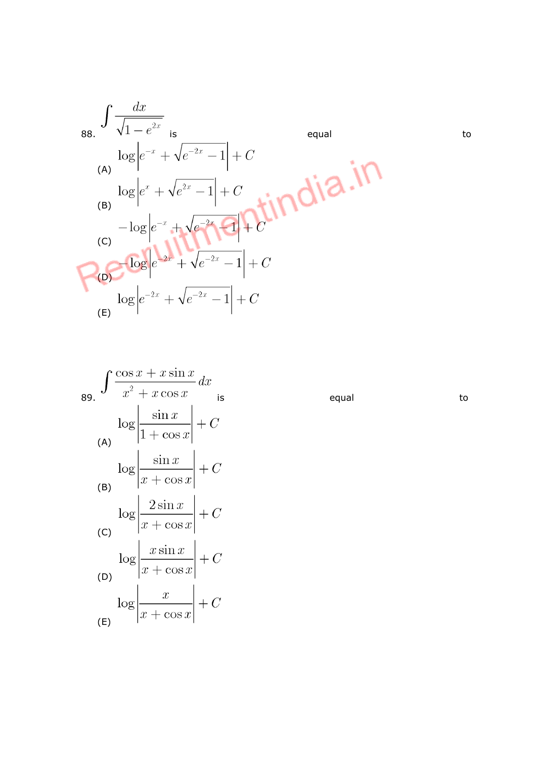88. $\int \frac{dx}{\sqrt{1-e^{2x}}}$ is equal to

(A) $\log\left|e^{-x}+\sqrt{e^{-2x}-1}\right|+C$

(B) $\log\left|e^{x}+\sqrt{e^{2x}-1}\right|+C$

(C) $-\log\left|e^{-x}+\sqrt{e^{-2x}-1}\right|+C$

(D) $-\log\left|e^{-2x}+\sqrt{e^{-2x}-1}\right|+C$

(E) $\log\left|e^{-2x}+\sqrt{e^{-2x}-1}\right|+C$

89. $\int \frac{\cos x + x\sin x}{x^2 + x\cos x}dx$ is equal to

(A) $\log\left|\frac{\sin x}{1+\cos x}\right|+C$

(B) $\log\left|\frac{\sin x}{x+\cos x}\right|+C$

(C) $\log\left|\frac{2\sin x}{x+\cos x}\right|+C$

(D) $\log\left|\frac{x\sin x}{x+\cos x}\right|+C$

(E) $\log\left|\frac{x}{x+\cos x}\right|+C$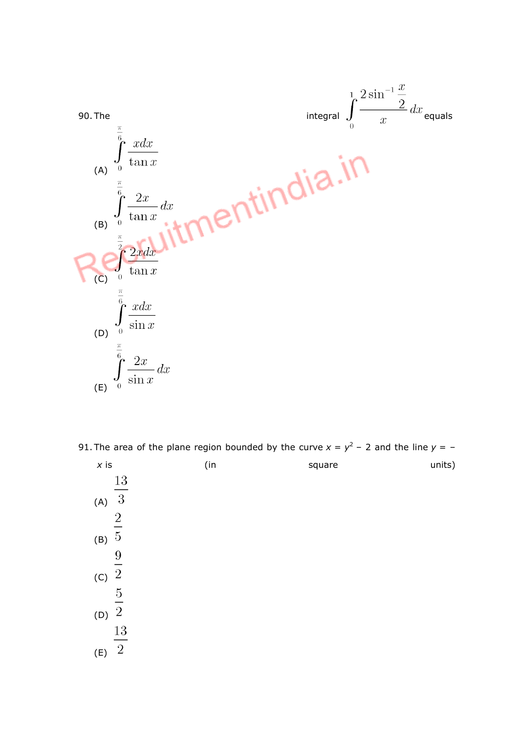90. The integral $\int_0^1 \frac{2\sin^{-1}\frac{x}{2}}{x}\,dx$ equals

(A) $\int_0^{\frac{\pi}{6}} \frac{x\,dx}{\tan x}$

(B) $\int_0^{\frac{\pi}{6}} \frac{2x}{\tan x}\,dx$

(C) $\int_0^{\frac{\pi}{2}} \frac{2x\,dx}{\tan x}$

(D) $\int_0^{\frac{\pi}{6}} \frac{x\,dx}{\sin x}$

(E) $\int_0^{\frac{\pi}{6}} \frac{2x}{\sin x}\,dx$

91. The area of the plane region bounded by the curve $x = y^2 - 2$ and the line $y = -x$ is (in square units)

(A) $\frac{13}{3}$

(B) $\frac{2}{5}$

(C) $\frac{9}{2}$

(D) $\frac{5}{2}$

(E) $\frac{13}{2}$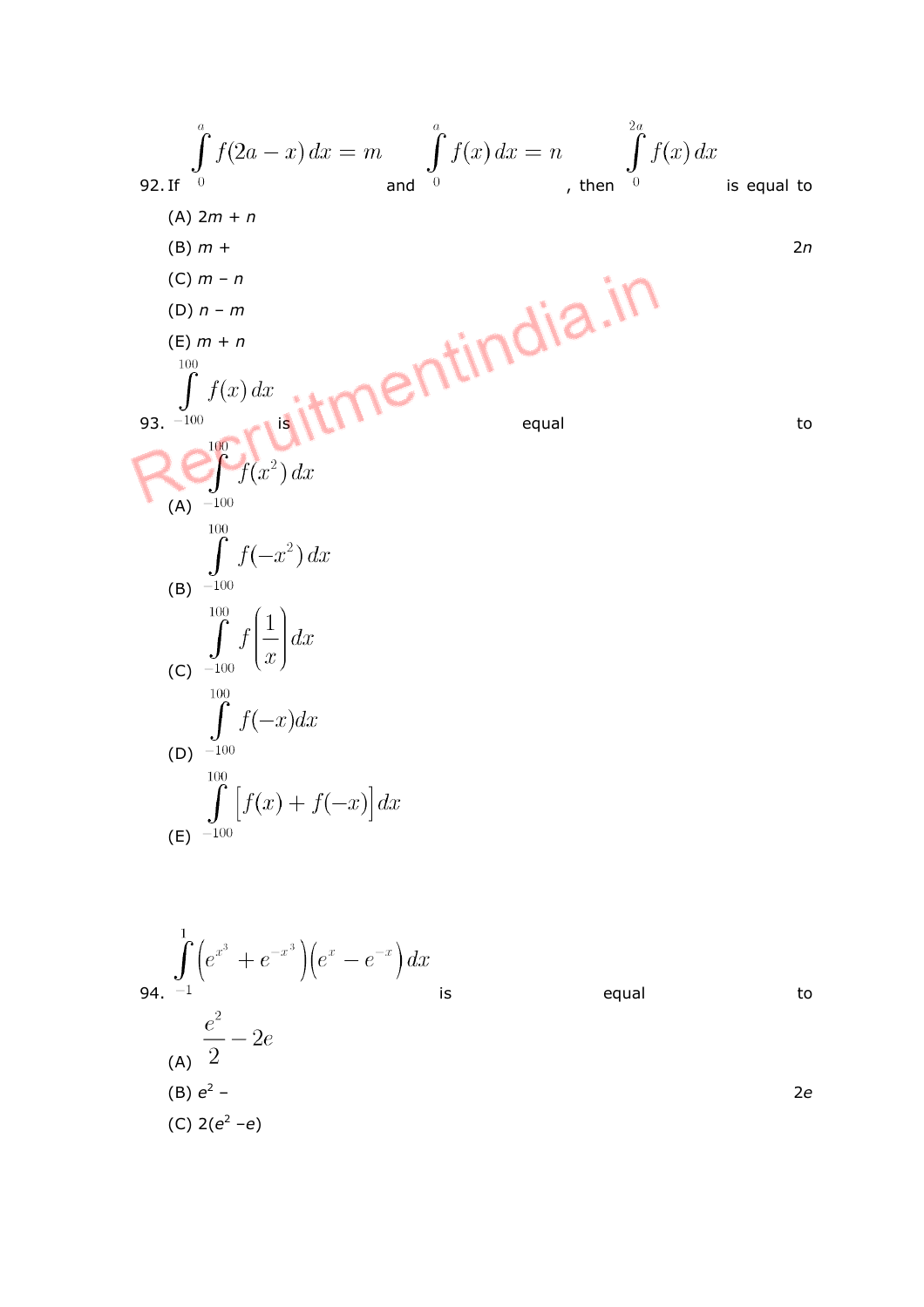92. If $\int_0^a f(2a - x)\,dx = m$ and $\int_0^a f(x)\,dx = n$, then $\int_0^{2a} f(x)\,dx$ is equal to

(A) $2m + n$

(B) $m + 2n$

(C) $m - n$

(D) $n - m$

(E) $m + n$

93. $\int_{-100}^{100} f(x)\,dx$ is equal to

(A) $\int_{-100}^{100} f(x^2)\,dx$

(B) $\int_{-100}^{100} f(-x^2)\,dx$

(C) $\int_{-100}^{100} f\left(\frac{1}{x}\right)dx$

(D) $\int_{-100}^{100} f(-x)dx$

(E) $\int_{-100}^{100} \left[f(x) + f(-x)\right]dx$

94. $\int_{-1}^{1} \left(e^{x^3} + e^{-x^3}\right)\left(e^x - e^{-x}\right)dx$ is equal to

(A) $\frac{e^2}{2} - 2e$

(B) $e^2 - 2e$

(C) $2(e^2 - e)$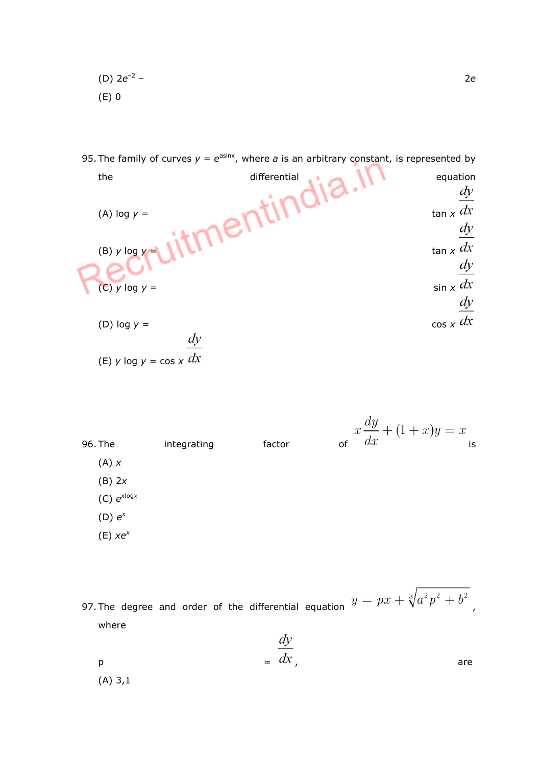(D) $2e^{-2} - 2e$

(E) 0

95. The family of curves $y = e^{a\sin x}$, where $a$ is an arbitrary constant, is represented by the differential equation

(A) $\log y = \tan x \dfrac{dy}{dx}$

(B) $y \log y = \tan x \dfrac{dy}{dx}$

(C) $y \log y = \sin x \dfrac{dy}{dx}$

(D) $\log y = \cos x \dfrac{dy}{dx}$

(E) $y \log y = \cos x \dfrac{dy}{dx}$

96. The integrating factor of $x\dfrac{dy}{dx} + (1+x)y = x$ is

(A) $x$

(B) $2x$

(C) $e^{x\log x}$

(D) $e^x$

(E) $xe^x$

97. The degree and order of the differential equation $y = px + \sqrt[3]{a^2p^2 + b^2}$, where $p = \dfrac{dy}{dx}$, are

(A) 3,1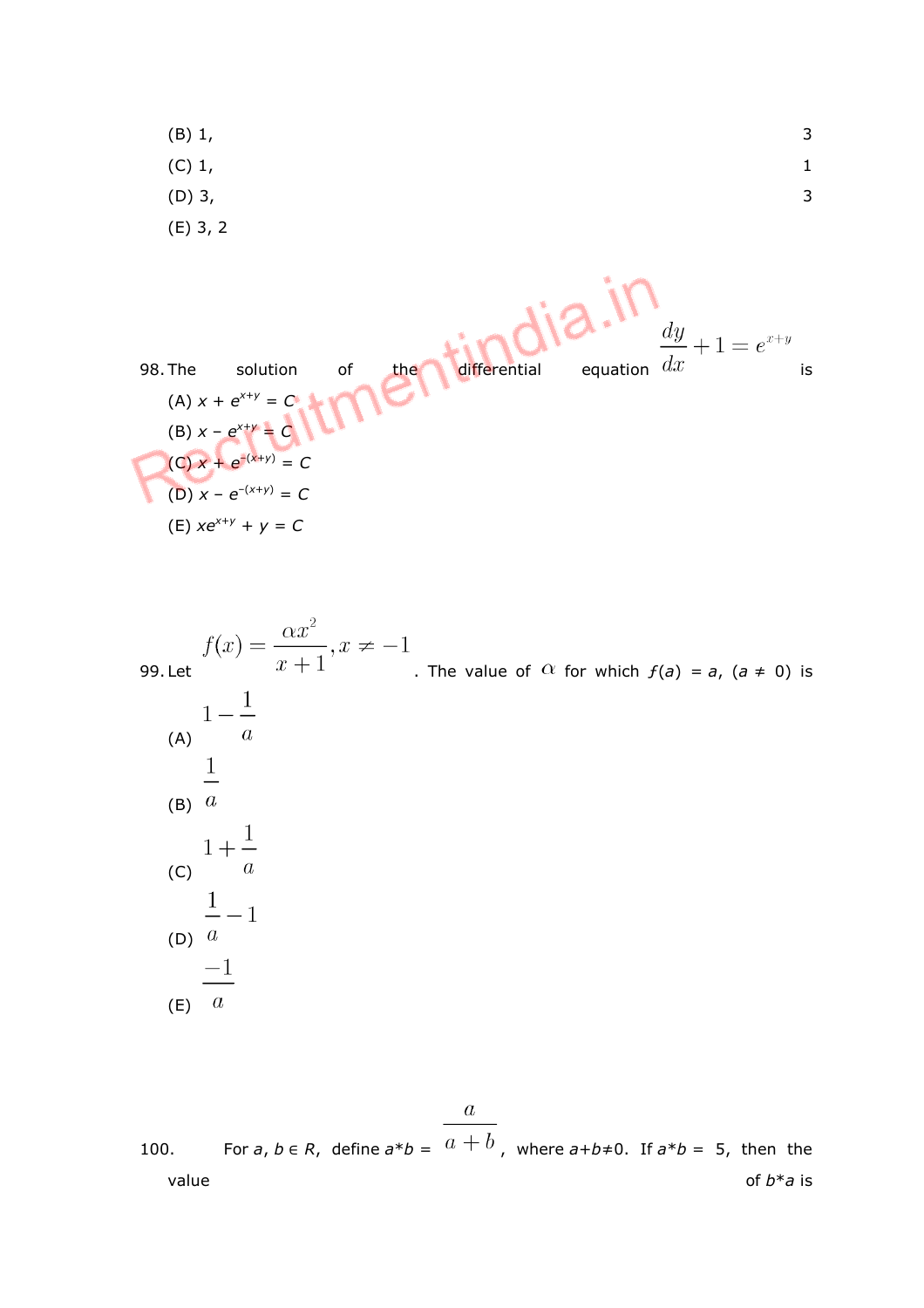(B) 1, 3

(C) 1, 1

(D) 3, 3

(E) 3, 2

98. The solution of the differential equation $\frac{dy}{dx} + 1 = e^{x+y}$ is

(A) $x + e^{x+y} = C$

(B) $x - e^{x+y} = C$

(C) $x + e^{-(x+y)} = C$

(D) $x - e^{-(x+y)} = C$

(E) $xe^{x+y} + y = C$

99. Let $f(x) = \frac{\alpha x^2}{x+1}, x \neq -1$. The value of $\alpha$ for which $f(a) = a$, $(a \neq 0)$ is

(A) $1 - \frac{1}{a}$

(B) $\frac{1}{a}$

(C) $1 + \frac{1}{a}$

(D) $\frac{1}{a} - 1$

(E) $\frac{-1}{a}$

100. For $a, b \in R$, define $a*b = \frac{a}{a+b}$, where $a+b \neq 0$. If $a*b = 5$, then the value of $b*a$ is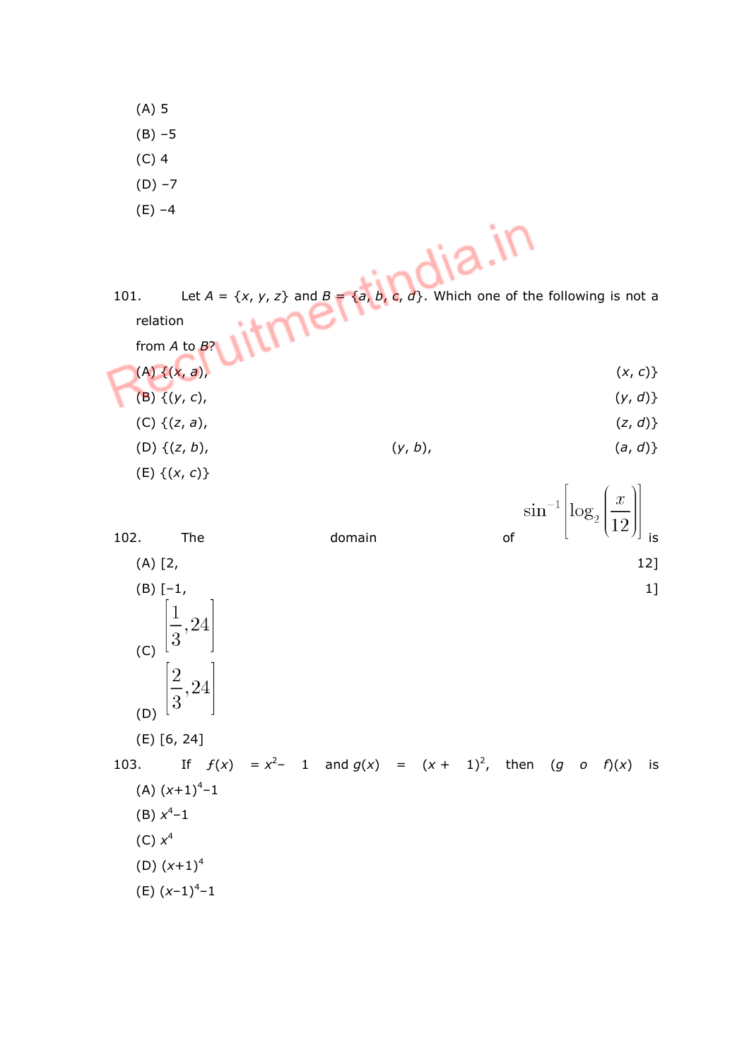(A) 5

(B) −5

(C) 4

(D) −7

(E) −4

101. Let $A = \{x, y, z\}$ and $B = \{a, b, c, d\}$. Which one of the following is not a relation from $A$ to $B$?

(A) $\{(x, a), (x, c)\}$

(B) $\{(y, c), (y, d)\}$

(C) $\{(z, a), (z, d)\}$

(D) $\{(z, b), (y, b), (a, d)\}$

(E) $\{(x, c)\}$

102. The domain of $\sin^{-1}\left[\log_2\left(\frac{x}{12}\right)\right]$ is

(A) $[2, 12]$

(B) $[-1, 1]$

(C) $\left[\frac{1}{3}, 24\right]$

(D) $\left[\frac{2}{3}, 24\right]$

(E) $[6, 24]$

103. If $f(x) = x^2 - 1$ and $g(x) = (x + 1)^2$, then $(g \circ f)(x)$ is

(A) $(x+1)^4-1$

(B) $x^4-1$

(C) $x^4$

(D) $(x+1)^4$

(E) $(x-1)^4-1$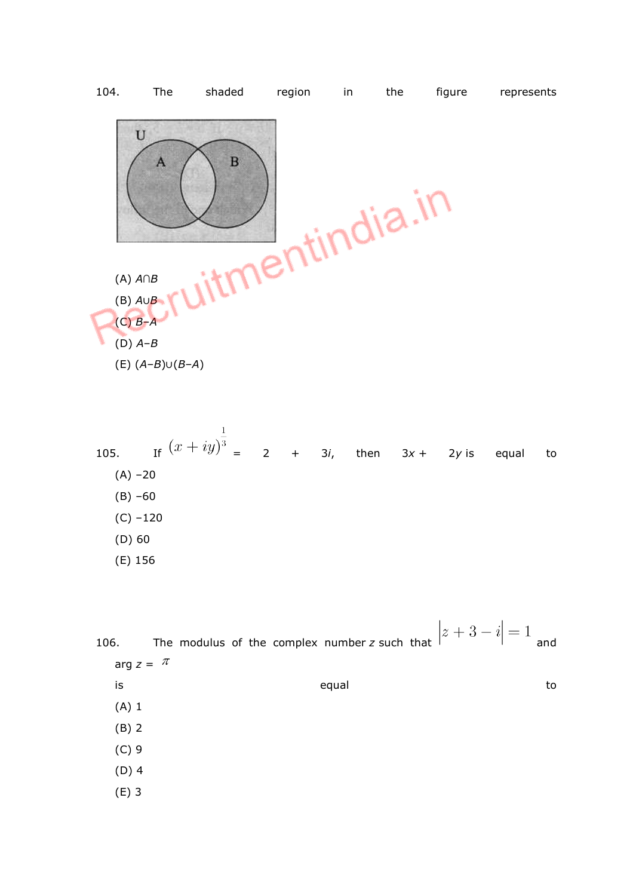104. The shaded region in the figure represents

(A) $A \cap B$

(B) $A \cup B$

(C) $B - A$

(D) $A - B$

(E) $(A - B) \cup (B - A)$

105. If $(x + iy)^{\frac{1}{3}} = 2 + 3i$, then $3x + 2y$ is equal to

(A) –20

(B) –60

(C) –120

(D) 60

(E) 156

106. The modulus of the complex number $z$ such that $|z + 3 - i| = 1$ and $\arg z = \pi$ is equal to

(A) 1

(B) 2

(C) 9

(D) 4

(E) 3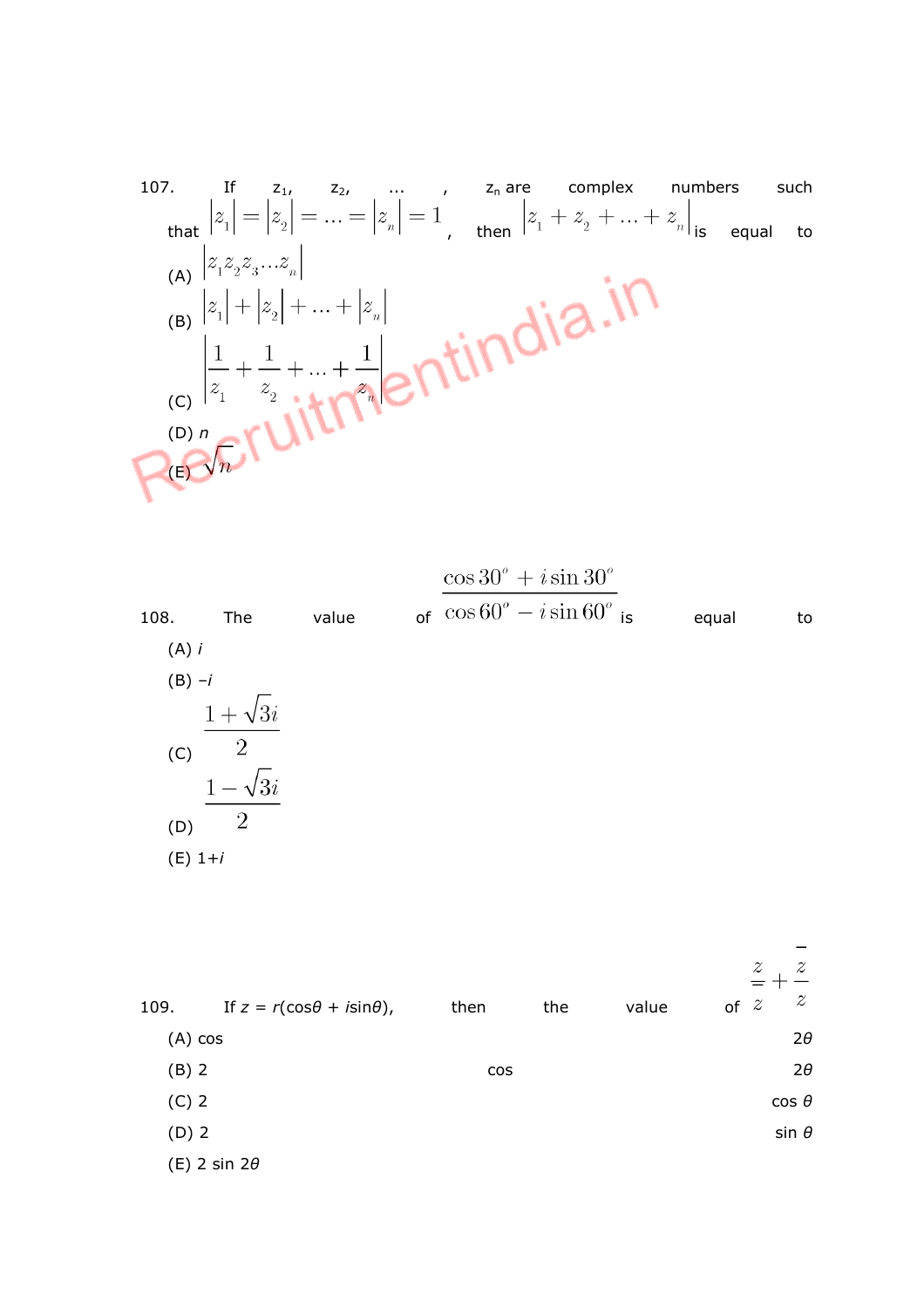107. If $z_1$, $z_2$, ... , $z_n$ are complex numbers such that $|z_1| = |z_2| = \ldots = |z_n| = 1$, then $|z_1 + z_2 + \ldots + z_n|$ is equal to

(A) $|z_1 z_2 z_3 \ldots z_n|$

(B) $|z_1| + |z_2| + \ldots + |z_n|$

(C) $\left|\frac{1}{z_1} + \frac{1}{z_2} + \ldots + \frac{1}{z_n}\right|$

(D) $n$

(E) $\sqrt{n}$

108. The value of $\frac{\cos 30^o + i \sin 30^o}{\cos 60^o - i \sin 60^o}$ is equal to

(A) $i$

(B) $-i$

(C) $\frac{1+\sqrt{3}i}{2}$

(D) $\frac{1-\sqrt{3}i}{2}$

(E) $1+i$

109. If $z = r(\cos\theta + i\sin\theta)$, then the value of $\frac{z}{\bar{z}} + \frac{\bar{z}}{z}$

(A) cos $2\theta$

(B) 2 cos $2\theta$

(C) 2 cos $\theta$

(D) 2 sin $\theta$

(E) 2 sin $2\theta$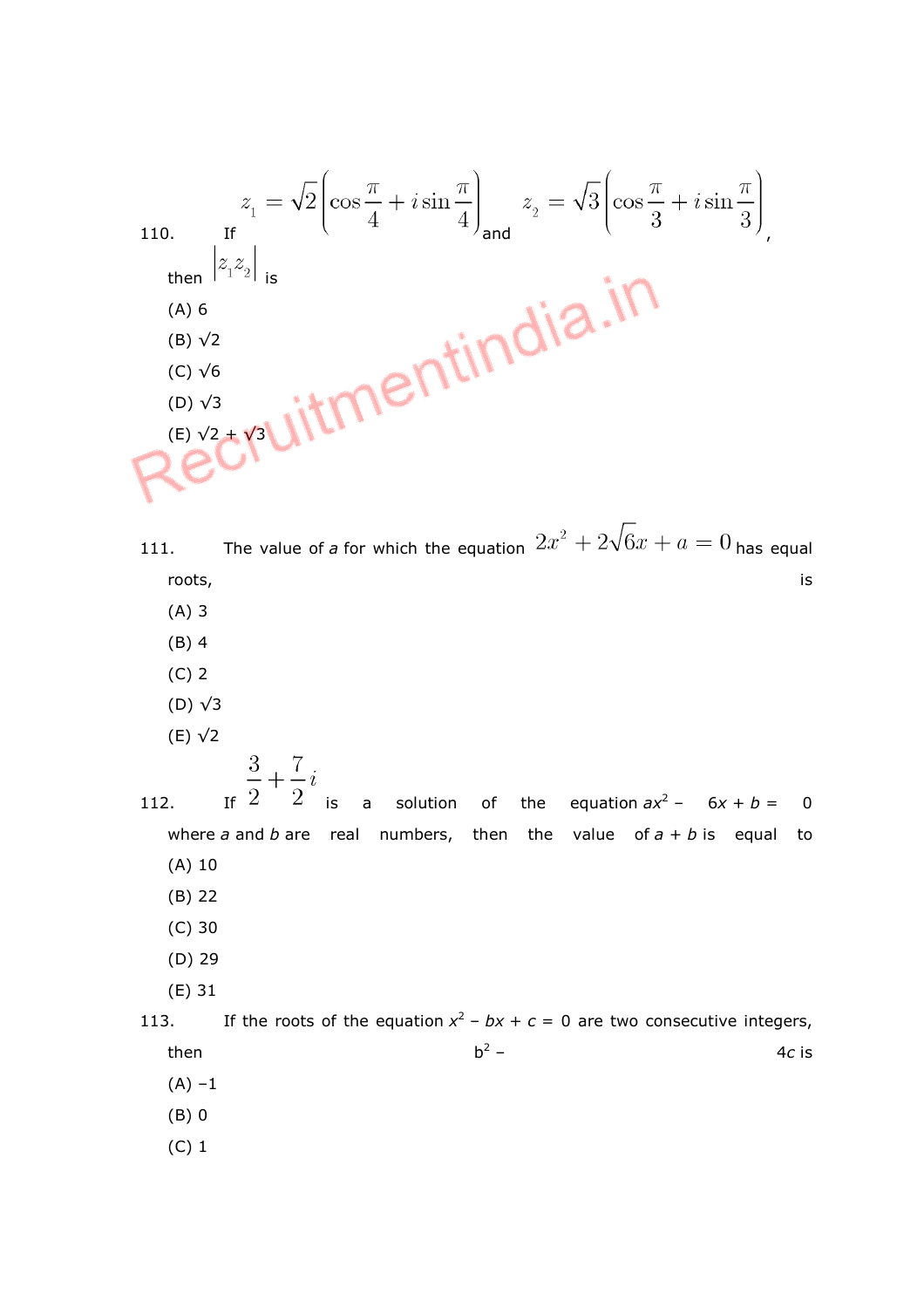110. If $z_1 = \sqrt{2}\left(\cos\frac{\pi}{4} + i\sin\frac{\pi}{4}\right)$ and $z_2 = \sqrt{3}\left(\cos\frac{\pi}{3} + i\sin\frac{\pi}{3}\right)$, then $|z_1 z_2|$ is

(A) 6

(B) $\sqrt{2}$

(C) $\sqrt{6}$

(D) $\sqrt{3}$

(E) $\sqrt{2} + \sqrt{3}$

111. The value of $a$ for which the equation $2x^2 + 2\sqrt{6}x + a = 0$ has equal roots, is

(A) 3

(B) 4

(C) 2

(D) $\sqrt{3}$

(E) $\sqrt{2}$

112. If $\frac{3}{2} + \frac{7}{2}i$ is a solution of the equation $ax^2 - 6x + b = 0$ where $a$ and $b$ are real numbers, then the value of $a + b$ is equal to

(A) 10

(B) 22

(C) 30

(D) 29

(E) 31

113. If the roots of the equation $x^2 - bx + c = 0$ are two consecutive integers, then $b^2 - 4c$ is

(A) –1

(B) 0

(C) 1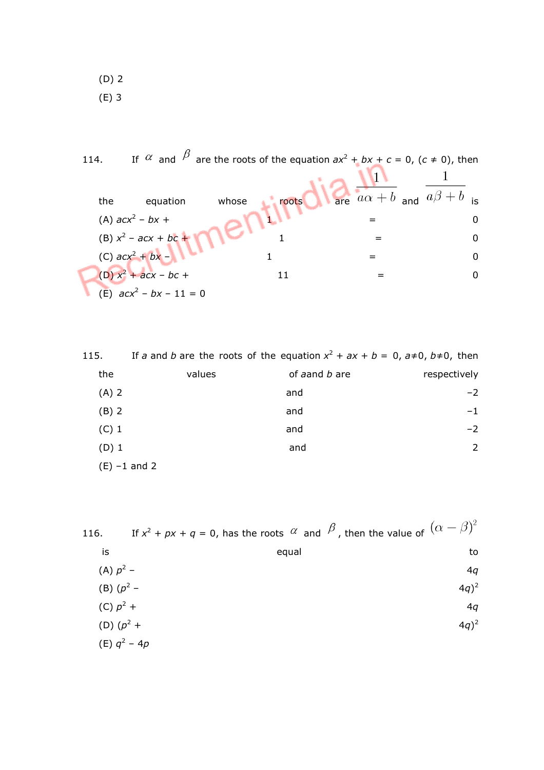(D) 2

(E) 3

114. If $\alpha$ and $\beta$ are the roots of the equation $ax^2 + bx + c = 0$, $(c \neq 0)$, then the equation whose roots are $\frac{1}{a\alpha + b}$ and $\frac{1}{a\beta + b}$ is

(A) $acx^2 - bx + 1 = 0$

(B) $x^2 - acx + bc + 1 = 0$

(C) $acx^2 + bx - 1 = 0$

(D) $x^2 + acx - bc + 11 = 0$

(E) $acx^2 - bx - 11 = 0$

115. If $a$ and $b$ are the roots of the equation $x^2 + ax + b = 0$, $a \neq 0$, $b \neq 0$, then the values of $a$ and $b$ are respectively

(A) 2 and −2

(B) 2 and −1

(C) 1 and −2

(D) 1 and 2

(E) −1 and 2

116. If $x^2 + px + q = 0$, has the roots $\alpha$ and $\beta$, then the value of $(\alpha - \beta)^2$ is equal to

(A) $p^2 - 4q$

(B) $(p^2 - 4q)^2$

(C) $p^2 + 4q$

(D) $(p^2 + 4q)^2$

(E) $q^2 - 4p$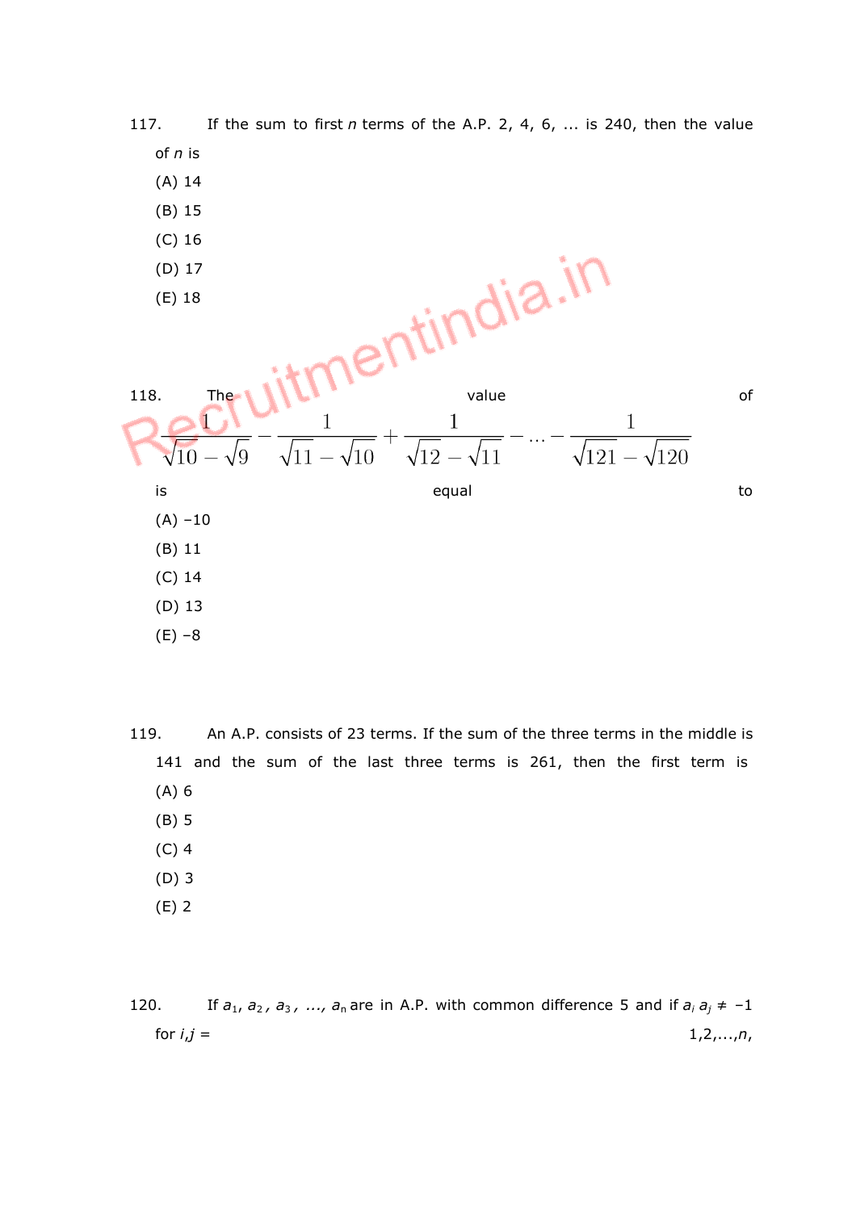117. If the sum to first $n$ terms of the A.P. 2, 4, 6, ... is 240, then the value of $n$ is

(A) 14

(B) 15

(C) 16

(D) 17

(E) 18

118. The value of

$$\frac{1}{\sqrt{10}-\sqrt{9}} - \frac{1}{\sqrt{11}-\sqrt{10}} + \frac{1}{\sqrt{12}-\sqrt{11}} - \dots - \frac{1}{\sqrt{121}-\sqrt{120}}$$

is equal to

(A) −10

(B) 11

(C) 14

(D) 13

(E) −8

119. An A.P. consists of 23 terms. If the sum of the three terms in the middle is 141 and the sum of the last three terms is 261, then the first term is

(A) 6

(B) 5

(C) 4

(D) 3

(E) 2

120. If $a_1, a_2, a_3, \dots, a_n$ are in A.P. with common difference 5 and if $a_i a_j \neq -1$ for $i,j = 1,2,\dots,n$,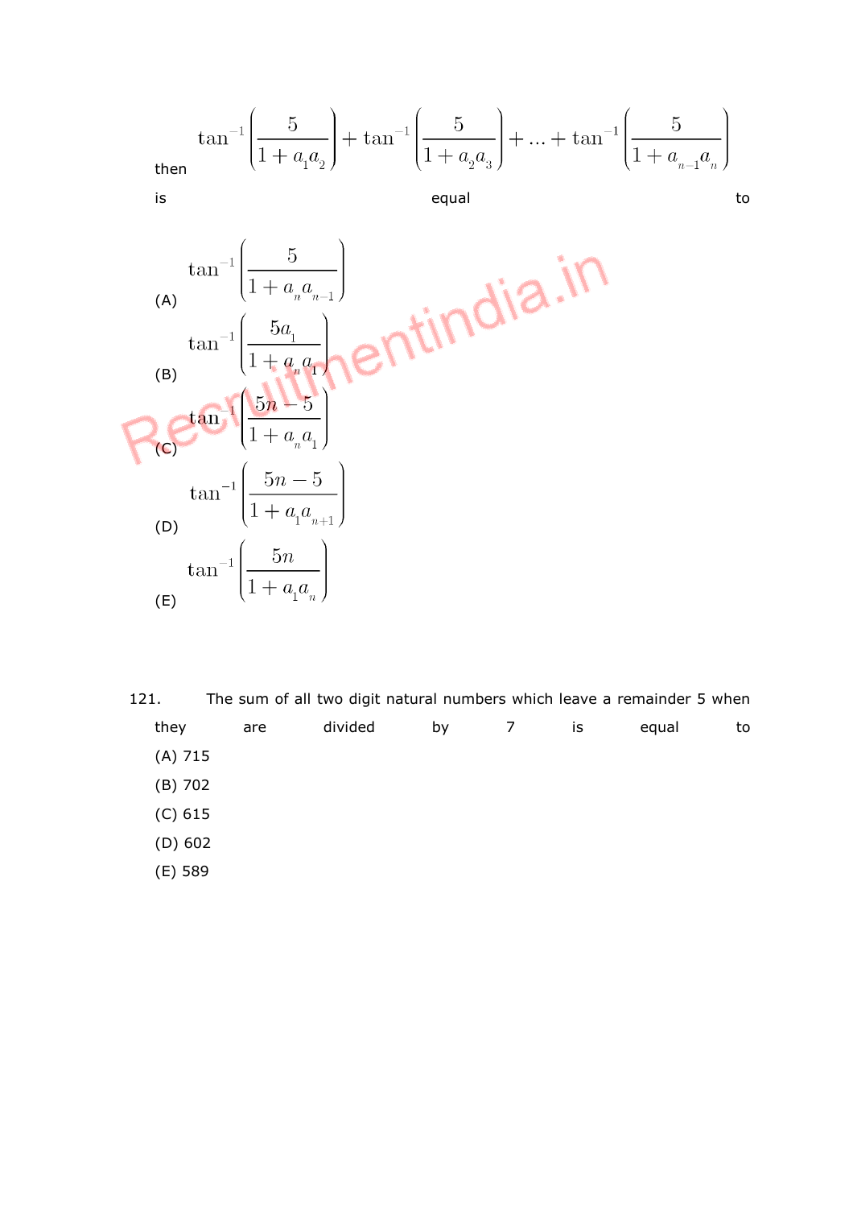then $\tan^{-1}\left(\frac{5}{1+a_1a_2}\right)+\tan^{-1}\left(\frac{5}{1+a_2a_3}\right)+\ldots+\tan^{-1}\left(\frac{5}{1+a_{n-1}a_n}\right)$

is equal to

(A) $\tan^{-1}\left(\frac{5}{1+a_na_{n-1}}\right)$

(B) $\tan^{-1}\left(\frac{5a_1}{1+a_na_1}\right)$

(C) $\tan^{-1}\left(\frac{5n-5}{1+a_na_1}\right)$

(D) $\tan^{-1}\left(\frac{5n-5}{1+a_1a_{n+1}}\right)$

(E) $\tan^{-1}\left(\frac{5n}{1+a_1a_n}\right)$

121. The sum of all two digit natural numbers which leave a remainder 5 when they are divided by 7 is equal to

(A) 715

(B) 702

(C) 615

(D) 602

(E) 589